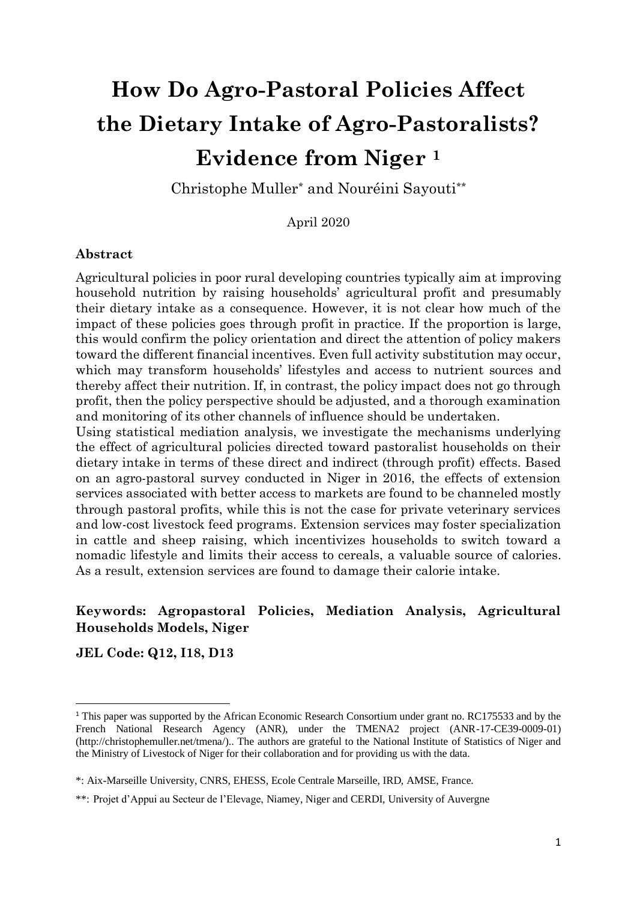# How Do Agro-Pastoral Policies Affect the Dietary Intake of Agro-Pastoralists? Evidence from Niger [1]

Christophe Muller[*] and Nouréini Sayouti[**]

April 2020

### Abstract

Agricultural policies in poor rural developing countries typically aim at improving household nutrition by raising households' agricultural profit and presumably their dietary intake as a consequence. However, it is not clear how much of the impact of these policies goes through profit in practice. If the proportion is large, this would confirm the policy orientation and direct the attention of policy makers toward the different financial incentives. Even full activity substitution may occur, which may transform households' lifestyles and access to nutrient sources and thereby affect their nutrition. If, in contrast, the policy impact does not go through profit, then the policy perspective should be adjusted, and a thorough examination and monitoring of its other channels of influence should be undertaken.

Using statistical mediation analysis, we investigate the mechanisms underlying the effect of agricultural policies directed toward pastoralist households on their dietary intake in terms of these direct and indirect (through profit) effects. Based on an agro-pastoral survey conducted in Niger in 2016, the effects of extension services associated with better access to markets are found to be channeled mostly through pastoral profits, while this is not the case for private veterinary services and low-cost livestock feed programs. Extension services may foster specialization in cattle and sheep raising, which incentivizes households to switch toward a nomadic lifestyle and limits their access to cereals, a valuable source of calories. As a result, extension services are found to damage their calorie intake.

**Keywords: Agropastoral Policies, Mediation Analysis, Agricultural Households Models, Niger**

**JEL Code: Q12, I18, D13**

---

[1] This paper was supported by the African Economic Research Consortium under grant no. RC175533 and by the French National Research Agency (ANR), under the TMENA2 project (ANR-17-CE39-0009-01) (http://christophemuller.net/tmena/).. The authors are grateful to the National Institute of Statistics of Niger and the Ministry of Livestock of Niger for their collaboration and for providing us with the data.

*: Aix-Marseille University, CNRS, EHESS, Ecole Centrale Marseille, IRD, AMSE, France.

**: Projet d'Appui au Secteur de l'Elevage, Niamey, Niger and CERDI, University of Auvergne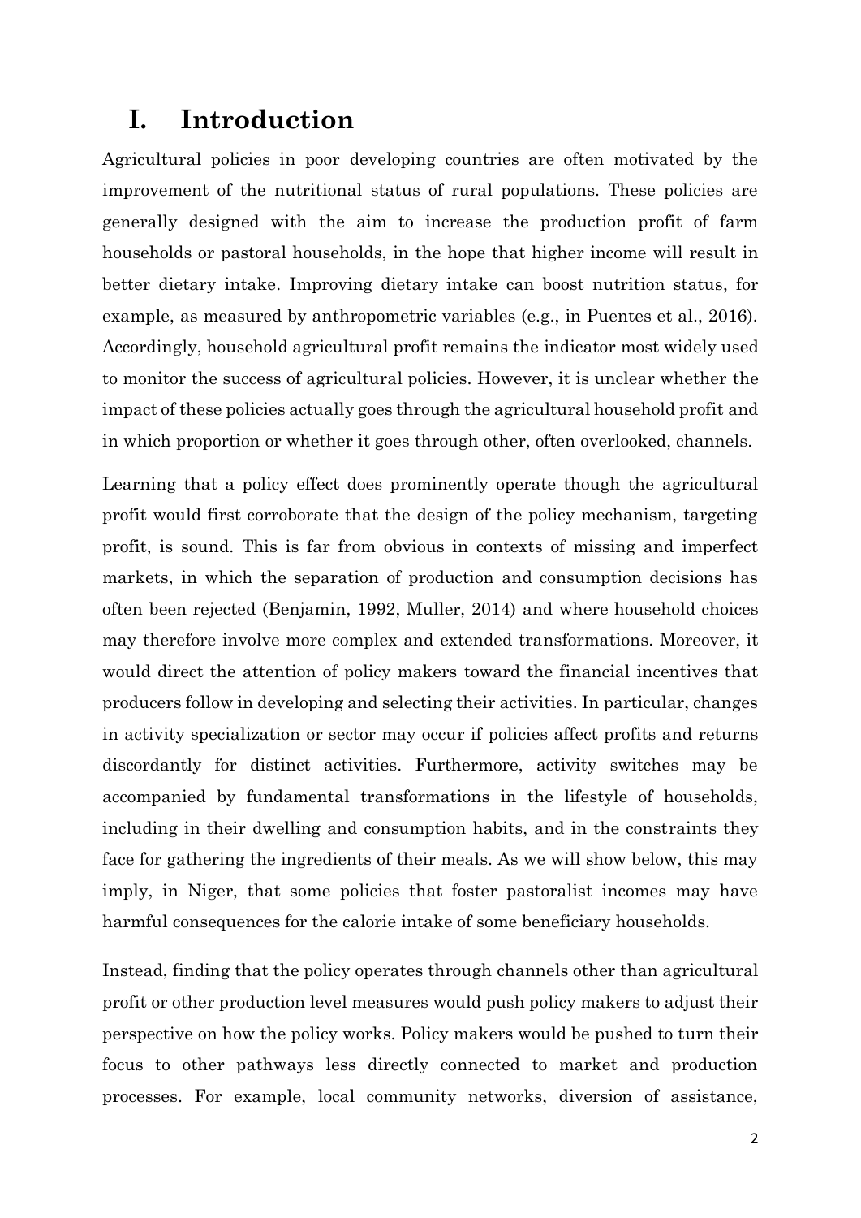# I. Introduction

Agricultural policies in poor developing countries are often motivated by the improvement of the nutritional status of rural populations. These policies are generally designed with the aim to increase the production profit of farm households or pastoral households, in the hope that higher income will result in better dietary intake. Improving dietary intake can boost nutrition status, for example, as measured by anthropometric variables (e.g., in Puentes et al., 2016). Accordingly, household agricultural profit remains the indicator most widely used to monitor the success of agricultural policies. However, it is unclear whether the impact of these policies actually goes through the agricultural household profit and in which proportion or whether it goes through other, often overlooked, channels.

Learning that a policy effect does prominently operate though the agricultural profit would first corroborate that the design of the policy mechanism, targeting profit, is sound. This is far from obvious in contexts of missing and imperfect markets, in which the separation of production and consumption decisions has often been rejected (Benjamin, 1992, Muller, 2014) and where household choices may therefore involve more complex and extended transformations. Moreover, it would direct the attention of policy makers toward the financial incentives that producers follow in developing and selecting their activities. In particular, changes in activity specialization or sector may occur if policies affect profits and returns discordantly for distinct activities. Furthermore, activity switches may be accompanied by fundamental transformations in the lifestyle of households, including in their dwelling and consumption habits, and in the constraints they face for gathering the ingredients of their meals. As we will show below, this may imply, in Niger, that some policies that foster pastoralist incomes may have harmful consequences for the calorie intake of some beneficiary households.

Instead, finding that the policy operates through channels other than agricultural profit or other production level measures would push policy makers to adjust their perspective on how the policy works. Policy makers would be pushed to turn their focus to other pathways less directly connected to market and production processes. For example, local community networks, diversion of assistance,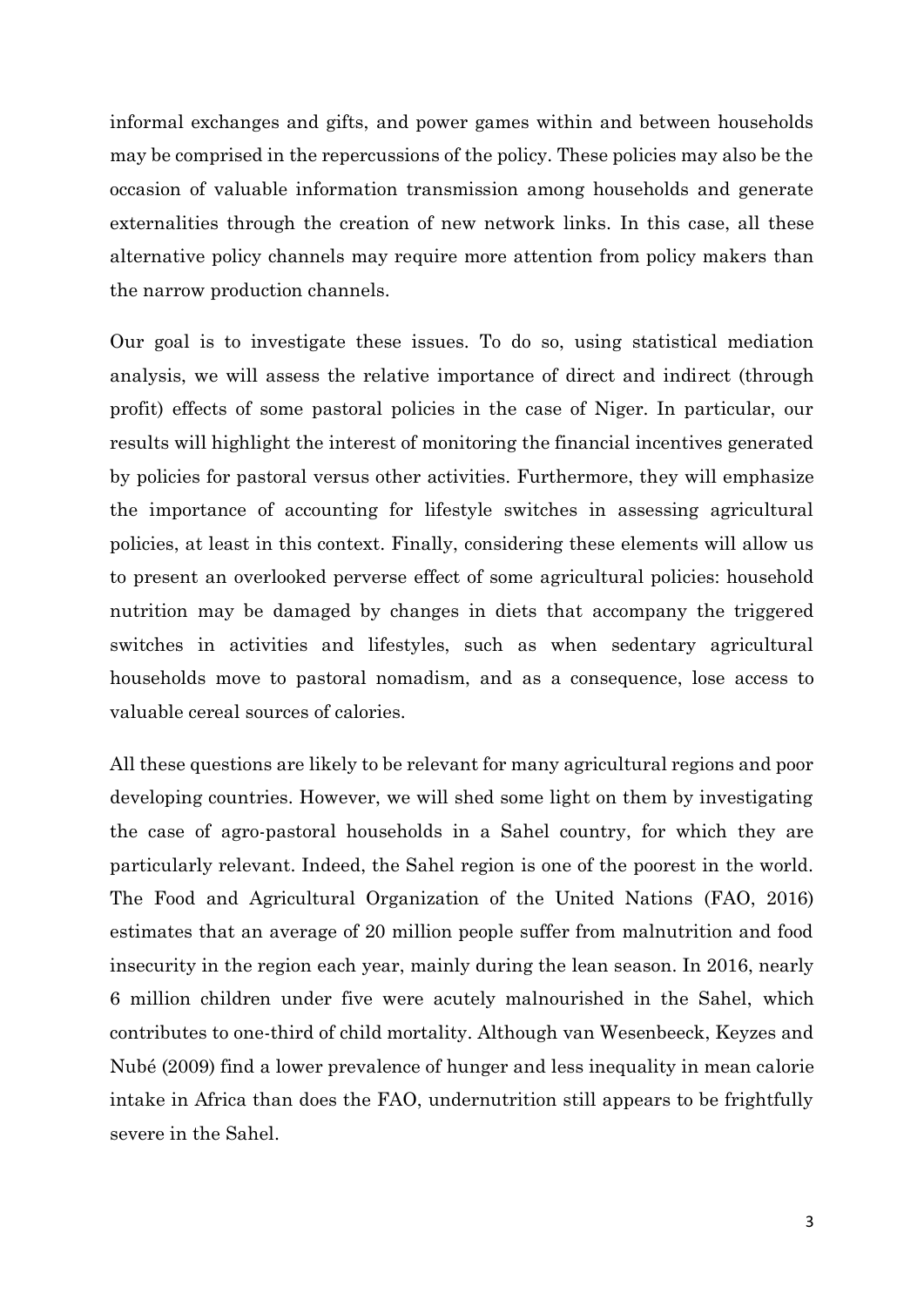informal exchanges and gifts, and power games within and between households may be comprised in the repercussions of the policy. These policies may also be the occasion of valuable information transmission among households and generate externalities through the creation of new network links. In this case, all these alternative policy channels may require more attention from policy makers than the narrow production channels.

Our goal is to investigate these issues. To do so, using statistical mediation analysis, we will assess the relative importance of direct and indirect (through profit) effects of some pastoral policies in the case of Niger. In particular, our results will highlight the interest of monitoring the financial incentives generated by policies for pastoral versus other activities. Furthermore, they will emphasize the importance of accounting for lifestyle switches in assessing agricultural policies, at least in this context. Finally, considering these elements will allow us to present an overlooked perverse effect of some agricultural policies: household nutrition may be damaged by changes in diets that accompany the triggered switches in activities and lifestyles, such as when sedentary agricultural households move to pastoral nomadism, and as a consequence, lose access to valuable cereal sources of calories.

All these questions are likely to be relevant for many agricultural regions and poor developing countries. However, we will shed some light on them by investigating the case of agro-pastoral households in a Sahel country, for which they are particularly relevant. Indeed, the Sahel region is one of the poorest in the world. The Food and Agricultural Organization of the United Nations (FAO, 2016) estimates that an average of 20 million people suffer from malnutrition and food insecurity in the region each year, mainly during the lean season. In 2016, nearly 6 million children under five were acutely malnourished in the Sahel, which contributes to one-third of child mortality. Although van Wesenbeeck, Keyzes and Nubé (2009) find a lower prevalence of hunger and less inequality in mean calorie intake in Africa than does the FAO, undernutrition still appears to be frightfully severe in the Sahel.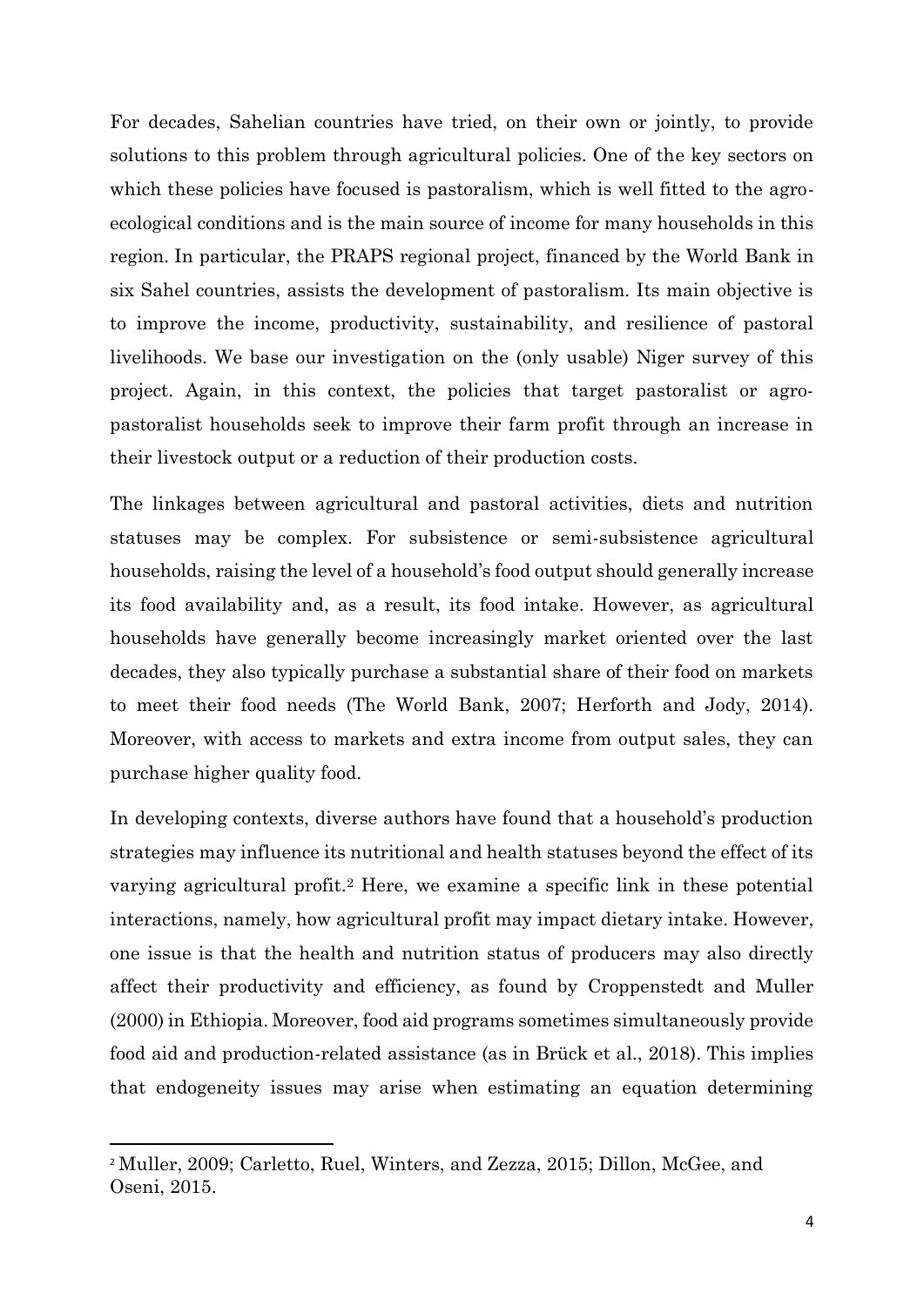For decades, Sahelian countries have tried, on their own or jointly, to provide solutions to this problem through agricultural policies. One of the key sectors on which these policies have focused is pastoralism, which is well fitted to the agro-ecological conditions and is the main source of income for many households in this region. In particular, the PRAPS regional project, financed by the World Bank in six Sahel countries, assists the development of pastoralism. Its main objective is to improve the income, productivity, sustainability, and resilience of pastoral livelihoods. We base our investigation on the (only usable) Niger survey of this project. Again, in this context, the policies that target pastoralist or agro-pastoralist households seek to improve their farm profit through an increase in their livestock output or a reduction of their production costs.

The linkages between agricultural and pastoral activities, diets and nutrition statuses may be complex. For subsistence or semi-subsistence agricultural households, raising the level of a household's food output should generally increase its food availability and, as a result, its food intake. However, as agricultural households have generally become increasingly market oriented over the last decades, they also typically purchase a substantial share of their food on markets to meet their food needs (The World Bank, 2007; Herforth and Jody, 2014). Moreover, with access to markets and extra income from output sales, they can purchase higher quality food.

In developing contexts, diverse authors have found that a household's production strategies may influence its nutritional and health statuses beyond the effect of its varying agricultural profit.[2] Here, we examine a specific link in these potential interactions, namely, how agricultural profit may impact dietary intake. However, one issue is that the health and nutrition status of producers may also directly affect their productivity and efficiency, as found by Croppenstedt and Muller (2000) in Ethiopia. Moreover, food aid programs sometimes simultaneously provide food aid and production-related assistance (as in Brück et al., 2018). This implies that endogeneity issues may arise when estimating an equation determining

[2] Muller, 2009; Carletto, Ruel, Winters, and Zezza, 2015; Dillon, McGee, and Oseni, 2015.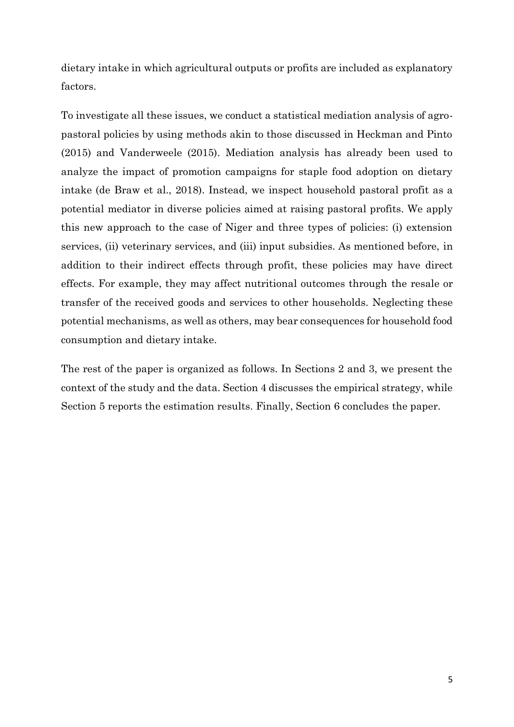dietary intake in which agricultural outputs or profits are included as explanatory factors.

To investigate all these issues, we conduct a statistical mediation analysis of agro-pastoral policies by using methods akin to those discussed in Heckman and Pinto (2015) and Vanderweele (2015). Mediation analysis has already been used to analyze the impact of promotion campaigns for staple food adoption on dietary intake (de Braw et al., 2018). Instead, we inspect household pastoral profit as a potential mediator in diverse policies aimed at raising pastoral profits. We apply this new approach to the case of Niger and three types of policies: (i) extension services, (ii) veterinary services, and (iii) input subsidies. As mentioned before, in addition to their indirect effects through profit, these policies may have direct effects. For example, they may affect nutritional outcomes through the resale or transfer of the received goods and services to other households. Neglecting these potential mechanisms, as well as others, may bear consequences for household food consumption and dietary intake.

The rest of the paper is organized as follows. In Sections 2 and 3, we present the context of the study and the data. Section 4 discusses the empirical strategy, while Section 5 reports the estimation results. Finally, Section 6 concludes the paper.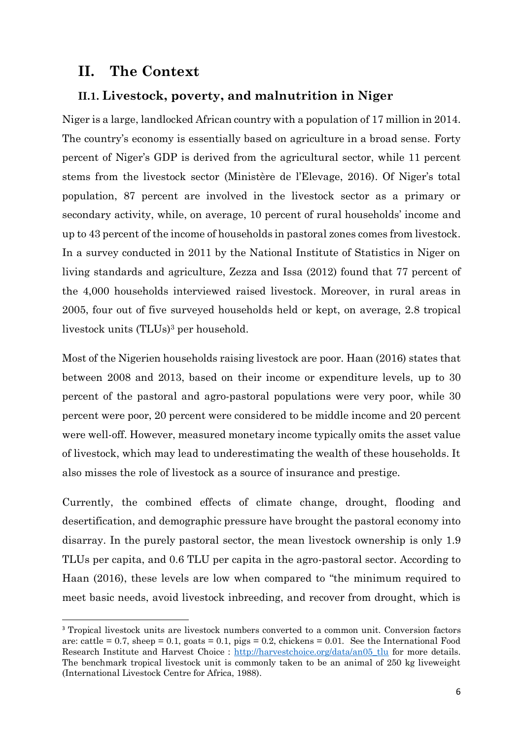# II. The Context

## II.1. Livestock, poverty, and malnutrition in Niger

Niger is a large, landlocked African country with a population of 17 million in 2014. The country's economy is essentially based on agriculture in a broad sense. Forty percent of Niger's GDP is derived from the agricultural sector, while 11 percent stems from the livestock sector (Ministère de l'Elevage, 2016). Of Niger's total population, 87 percent are involved in the livestock sector as a primary or secondary activity, while, on average, 10 percent of rural households' income and up to 43 percent of the income of households in pastoral zones comes from livestock. In a survey conducted in 2011 by the National Institute of Statistics in Niger on living standards and agriculture, Zezza and Issa (2012) found that 77 percent of the 4,000 households interviewed raised livestock. Moreover, in rural areas in 2005, four out of five surveyed households held or kept, on average, 2.8 tropical livestock units (TLUs)[3] per household.

Most of the Nigerien households raising livestock are poor. Haan (2016) states that between 2008 and 2013, based on their income or expenditure levels, up to 30 percent of the pastoral and agro-pastoral populations were very poor, while 30 percent were poor, 20 percent were considered to be middle income and 20 percent were well-off. However, measured monetary income typically omits the asset value of livestock, which may lead to underestimating the wealth of these households. It also misses the role of livestock as a source of insurance and prestige.

Currently, the combined effects of climate change, drought, flooding and desertification, and demographic pressure have brought the pastoral economy into disarray. In the purely pastoral sector, the mean livestock ownership is only 1.9 TLUs per capita, and 0.6 TLU per capita in the agro-pastoral sector. According to Haan (2016), these levels are low when compared to "the minimum required to meet basic needs, avoid livestock inbreeding, and recover from drought, which is

[3] Tropical livestock units are livestock numbers converted to a common unit. Conversion factors are: cattle = 0.7, sheep = 0.1, goats = 0.1, pigs = 0.2, chickens = 0.01. See the International Food Research Institute and Harvest Choice : http://harvestchoice.org/data/an05_tlu for more details. The benchmark tropical livestock unit is commonly taken to be an animal of 250 kg liveweight (International Livestock Centre for Africa, 1988).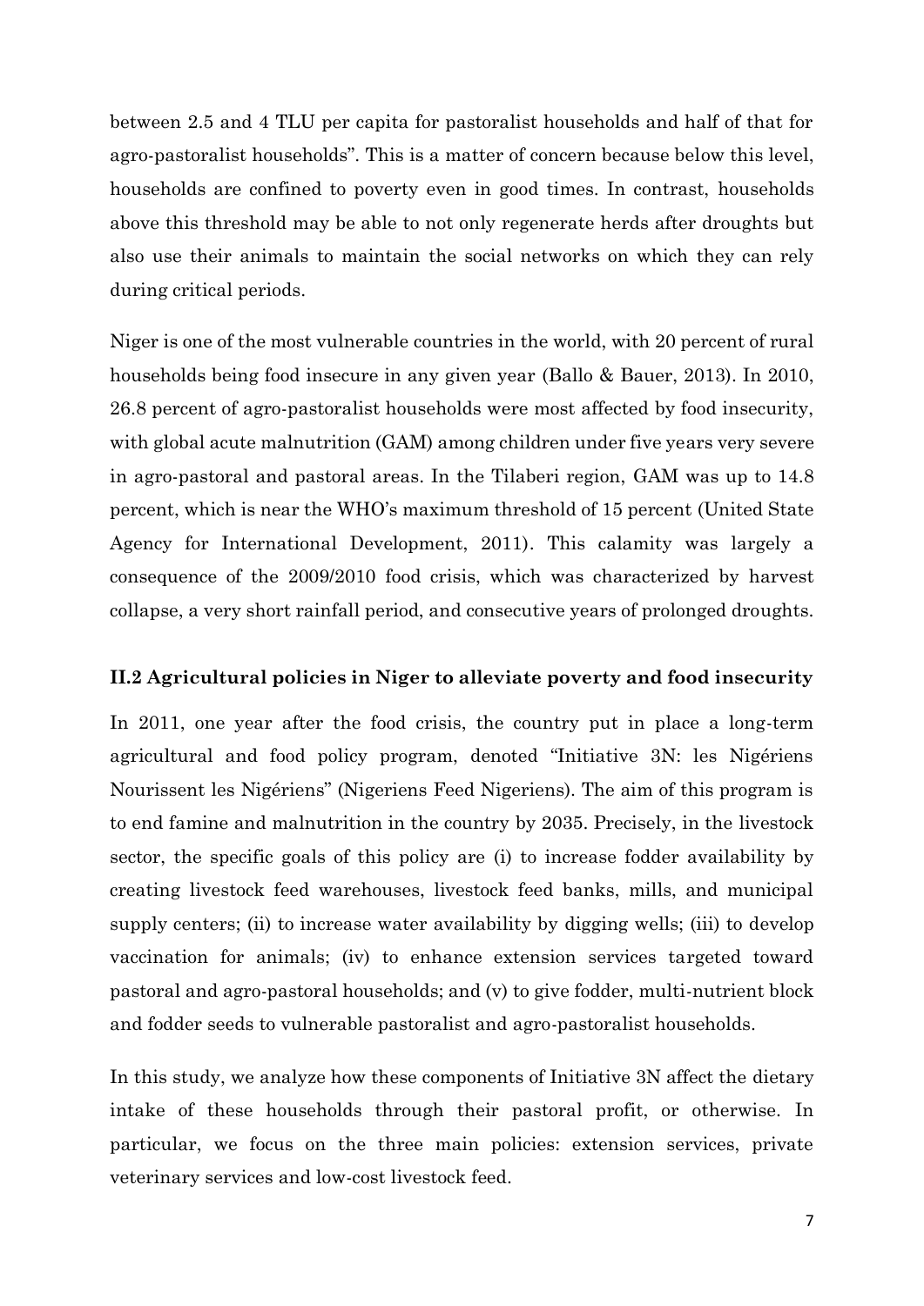between 2.5 and 4 TLU per capita for pastoralist households and half of that for agro-pastoralist households". This is a matter of concern because below this level, households are confined to poverty even in good times. In contrast, households above this threshold may be able to not only regenerate herds after droughts but also use their animals to maintain the social networks on which they can rely during critical periods.

Niger is one of the most vulnerable countries in the world, with 20 percent of rural households being food insecure in any given year (Ballo & Bauer, 2013). In 2010, 26.8 percent of agro-pastoralist households were most affected by food insecurity, with global acute malnutrition (GAM) among children under five years very severe in agro-pastoral and pastoral areas. In the Tilaberi region, GAM was up to 14.8 percent, which is near the WHO's maximum threshold of 15 percent (United State Agency for International Development, 2011). This calamity was largely a consequence of the 2009/2010 food crisis, which was characterized by harvest collapse, a very short rainfall period, and consecutive years of prolonged droughts.

### II.2 Agricultural policies in Niger to alleviate poverty and food insecurity

In 2011, one year after the food crisis, the country put in place a long-term agricultural and food policy program, denoted "Initiative 3N: les Nigériens Nourissent les Nigériens" (Nigeriens Feed Nigeriens). The aim of this program is to end famine and malnutrition in the country by 2035. Precisely, in the livestock sector, the specific goals of this policy are (i) to increase fodder availability by creating livestock feed warehouses, livestock feed banks, mills, and municipal supply centers; (ii) to increase water availability by digging wells; (iii) to develop vaccination for animals; (iv) to enhance extension services targeted toward pastoral and agro-pastoral households; and (v) to give fodder, multi-nutrient block and fodder seeds to vulnerable pastoralist and agro-pastoralist households.

In this study, we analyze how these components of Initiative 3N affect the dietary intake of these households through their pastoral profit, or otherwise. In particular, we focus on the three main policies: extension services, private veterinary services and low-cost livestock feed.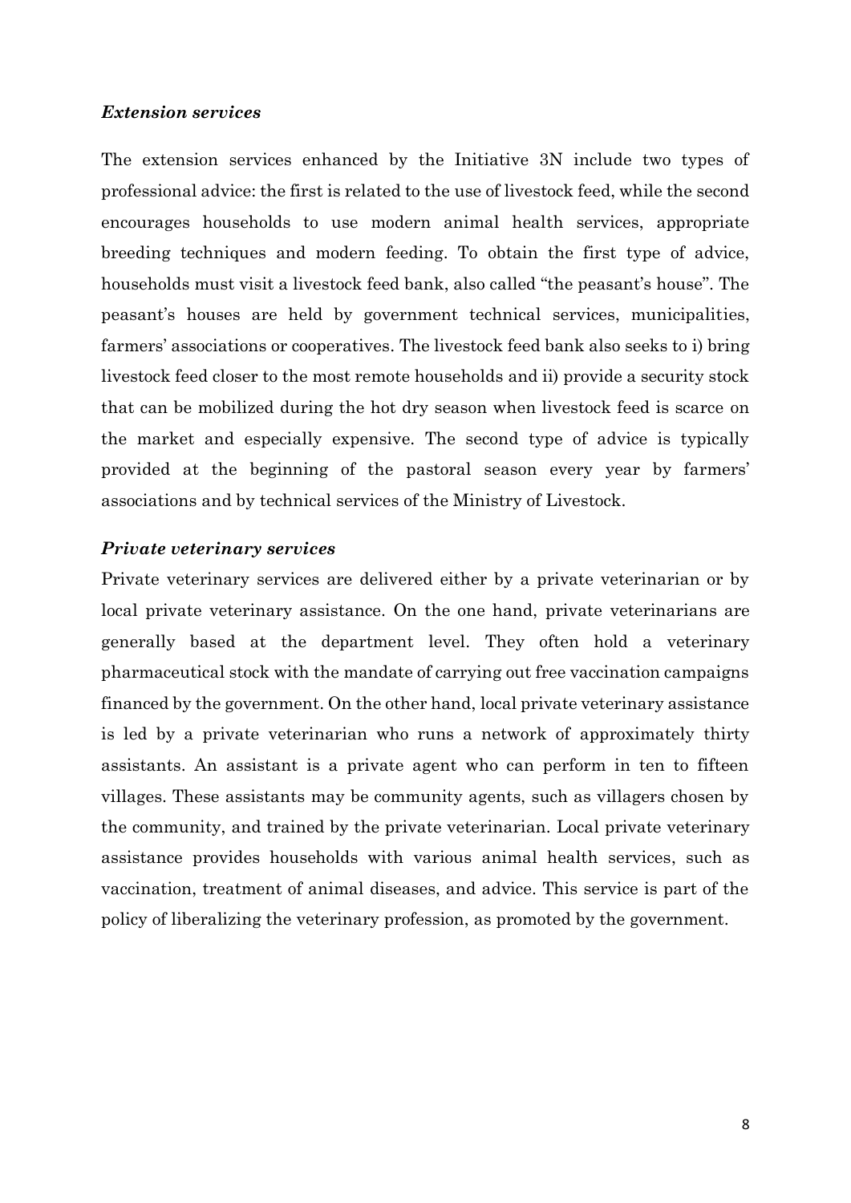### *Extension services*

The extension services enhanced by the Initiative 3N include two types of professional advice: the first is related to the use of livestock feed, while the second encourages households to use modern animal health services, appropriate breeding techniques and modern feeding. To obtain the first type of advice, households must visit a livestock feed bank, also called "the peasant's house". The peasant's houses are held by government technical services, municipalities, farmers' associations or cooperatives. The livestock feed bank also seeks to i) bring livestock feed closer to the most remote households and ii) provide a security stock that can be mobilized during the hot dry season when livestock feed is scarce on the market and especially expensive. The second type of advice is typically provided at the beginning of the pastoral season every year by farmers' associations and by technical services of the Ministry of Livestock.

### *Private veterinary services*

Private veterinary services are delivered either by a private veterinarian or by local private veterinary assistance. On the one hand, private veterinarians are generally based at the department level. They often hold a veterinary pharmaceutical stock with the mandate of carrying out free vaccination campaigns financed by the government. On the other hand, local private veterinary assistance is led by a private veterinarian who runs a network of approximately thirty assistants. An assistant is a private agent who can perform in ten to fifteen villages. These assistants may be community agents, such as villagers chosen by the community, and trained by the private veterinarian. Local private veterinary assistance provides households with various animal health services, such as vaccination, treatment of animal diseases, and advice. This service is part of the policy of liberalizing the veterinary profession, as promoted by the government.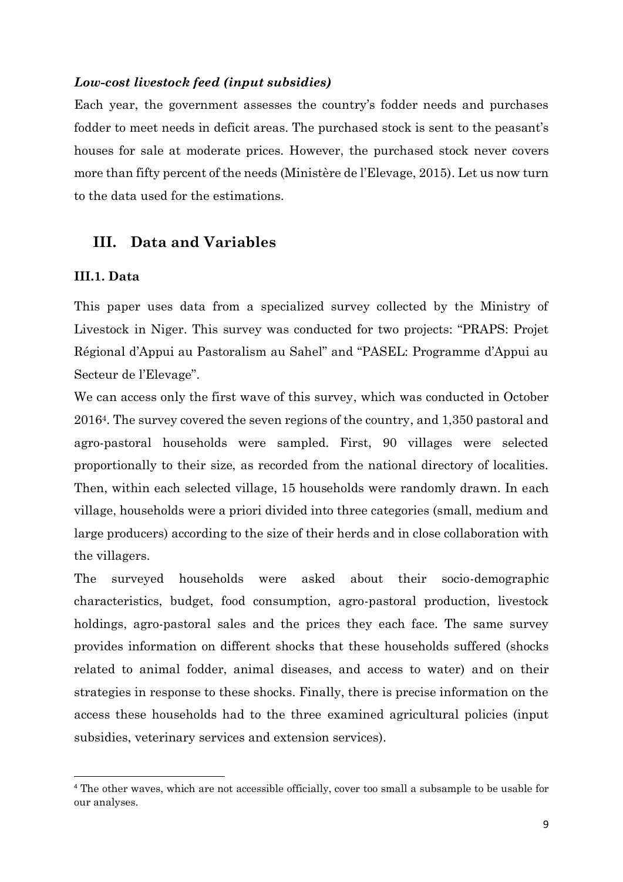***Low-cost livestock feed (input subsidies)***

Each year, the government assesses the country's fodder needs and purchases fodder to meet needs in deficit areas. The purchased stock is sent to the peasant's houses for sale at moderate prices. However, the purchased stock never covers more than fifty percent of the needs (Ministère de l'Elevage, 2015). Let us now turn to the data used for the estimations.

## III. Data and Variables

### III.1. Data

This paper uses data from a specialized survey collected by the Ministry of Livestock in Niger. This survey was conducted for two projects: "PRAPS: Projet Régional d'Appui au Pastoralism au Sahel" and "PASEL: Programme d'Appui au Secteur de l'Elevage".

We can access only the first wave of this survey, which was conducted in October 2016[4]. The survey covered the seven regions of the country, and 1,350 pastoral and agro-pastoral households were sampled. First, 90 villages were selected proportionally to their size, as recorded from the national directory of localities. Then, within each selected village, 15 households were randomly drawn. In each village, households were a priori divided into three categories (small, medium and large producers) according to the size of their herds and in close collaboration with the villagers.

The surveyed households were asked about their socio-demographic characteristics, budget, food consumption, agro-pastoral production, livestock holdings, agro-pastoral sales and the prices they each face. The same survey provides information on different shocks that these households suffered (shocks related to animal fodder, animal diseases, and access to water) and on their strategies in response to these shocks. Finally, there is precise information on the access these households had to the three examined agricultural policies (input subsidies, veterinary services and extension services).

[4] The other waves, which are not accessible officially, cover too small a subsample to be usable for our analyses.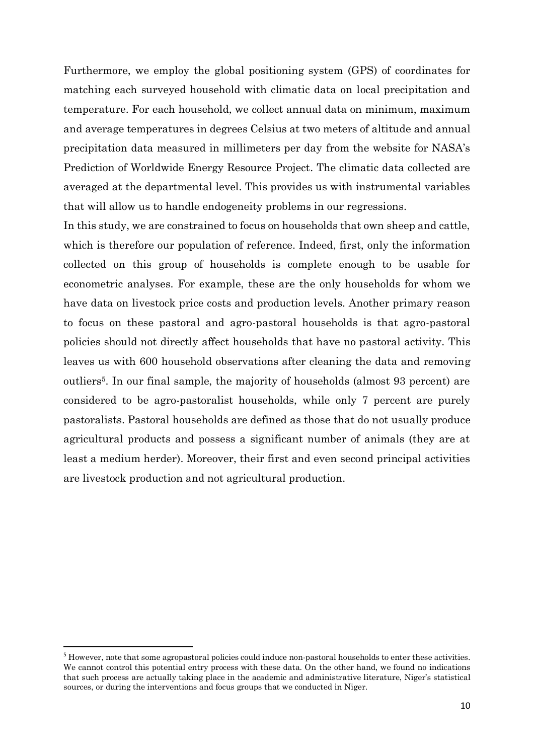Furthermore, we employ the global positioning system (GPS) of coordinates for matching each surveyed household with climatic data on local precipitation and temperature. For each household, we collect annual data on minimum, maximum and average temperatures in degrees Celsius at two meters of altitude and annual precipitation data measured in millimeters per day from the website for NASA's Prediction of Worldwide Energy Resource Project. The climatic data collected are averaged at the departmental level. This provides us with instrumental variables that will allow us to handle endogeneity problems in our regressions.

In this study, we are constrained to focus on households that own sheep and cattle, which is therefore our population of reference. Indeed, first, only the information collected on this group of households is complete enough to be usable for econometric analyses. For example, these are the only households for whom we have data on livestock price costs and production levels. Another primary reason to focus on these pastoral and agro-pastoral households is that agro-pastoral policies should not directly affect households that have no pastoral activity. This leaves us with 600 household observations after cleaning the data and removing outliers[5]. In our final sample, the majority of households (almost 93 percent) are considered to be agro-pastoralist households, while only 7 percent are purely pastoralists. Pastoral households are defined as those that do not usually produce agricultural products and possess a significant number of animals (they are at least a medium herder). Moreover, their first and even second principal activities are livestock production and not agricultural production.

---

[5] However, note that some agropastoral policies could induce non-pastoral households to enter these activities. We cannot control this potential entry process with these data. On the other hand, we found no indications that such process are actually taking place in the academic and administrative literature, Niger's statistical sources, or during the interventions and focus groups that we conducted in Niger.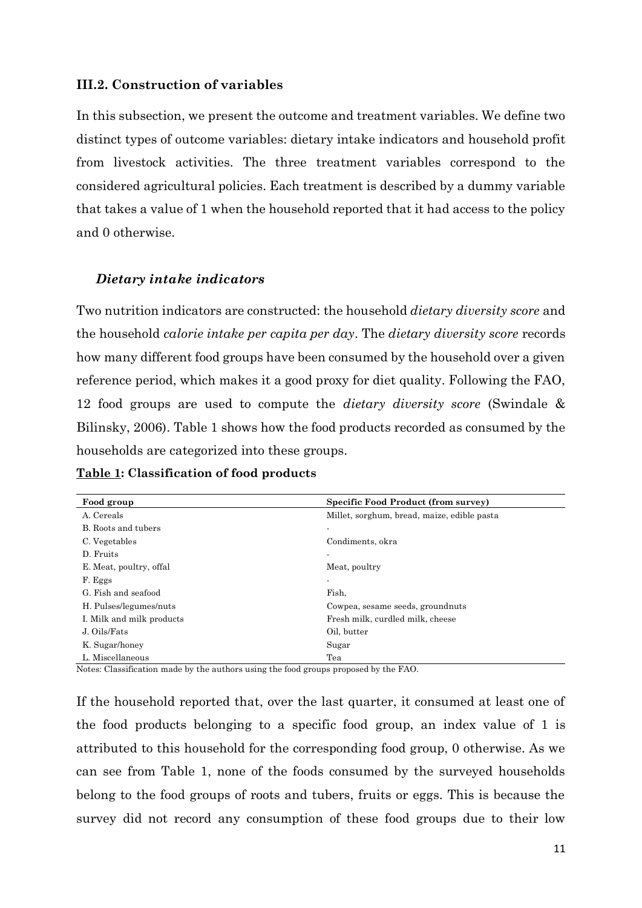### III.2. Construction of variables

In this subsection, we present the outcome and treatment variables. We define two distinct types of outcome variables: dietary intake indicators and household profit from livestock activities. The three treatment variables correspond to the considered agricultural policies. Each treatment is described by a dummy variable that takes a value of 1 when the household reported that it had access to the policy and 0 otherwise.

#### *Dietary intake indicators*

Two nutrition indicators are constructed: the household *dietary diversity score* and the household *calorie intake per capita per day*. The *dietary diversity score* records how many different food groups have been consumed by the household over a given reference period, which makes it a good proxy for diet quality. Following the FAO, 12 food groups are used to compute the *dietary diversity score* (Swindale & Bilinsky, 2006). Table 1 shows how the food products recorded as consumed by the households are categorized into these groups.

**Table 1: Classification of food products**

| Food group | Specific Food Product (from survey) |
|---|---|
| A. Cereals | Millet, sorghum, bread, maize, edible pasta |
| B. Roots and tubers | - |
| C. Vegetables | Condiments, okra |
| D. Fruits | - |
| E. Meat, poultry, offal | Meat, poultry |
| F. Eggs | - |
| G. Fish and seafood | Fish, |
| H. Pulses/legumes/nuts | Cowpea, sesame seeds, groundnuts |
| I. Milk and milk products | Fresh milk, curdled milk, cheese |
| J. Oils/Fats | Oil, butter |
| K. Sugar/honey | Sugar |
| L. Miscellaneous | Tea |

Notes: Classification made by the authors using the food groups proposed by the FAO.

If the household reported that, over the last quarter, it consumed at least one of the food products belonging to a specific food group, an index value of 1 is attributed to this household for the corresponding food group, 0 otherwise. As we can see from Table 1, none of the foods consumed by the surveyed households belong to the food groups of roots and tubers, fruits or eggs. This is because the survey did not record any consumption of these food groups due to their low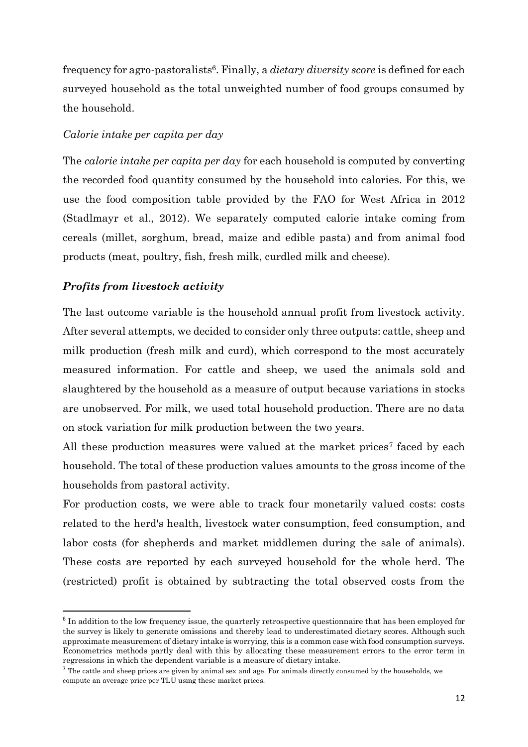frequency for agro-pastoralists[6]. Finally, a *dietary diversity score* is defined for each surveyed household as the total unweighted number of food groups consumed by the household.

*Calorie intake per capita per day*

The *calorie intake per capita per day* for each household is computed by converting the recorded food quantity consumed by the household into calories. For this, we use the food composition table provided by the FAO for West Africa in 2012 (Stadlmayr et al., 2012). We separately computed calorie intake coming from cereals (millet, sorghum, bread, maize and edible pasta) and from animal food products (meat, poultry, fish, fresh milk, curdled milk and cheese).

### *Profits from livestock activity*

The last outcome variable is the household annual profit from livestock activity. After several attempts, we decided to consider only three outputs: cattle, sheep and milk production (fresh milk and curd), which correspond to the most accurately measured information. For cattle and sheep, we used the animals sold and slaughtered by the household as a measure of output because variations in stocks are unobserved. For milk, we used total household production. There are no data on stock variation for milk production between the two years.

All these production measures were valued at the market prices[7] faced by each household. The total of these production values amounts to the gross income of the households from pastoral activity.

For production costs, we were able to track four monetarily valued costs: costs related to the herd's health, livestock water consumption, feed consumption, and labor costs (for shepherds and market middlemen during the sale of animals). These costs are reported by each surveyed household for the whole herd. The (restricted) profit is obtained by subtracting the total observed costs from the

---

[6] In addition to the low frequency issue, the quarterly retrospective questionnaire that has been employed for the survey is likely to generate omissions and thereby lead to underestimated dietary scores. Although such approximate measurement of dietary intake is worrying, this is a common case with food consumption surveys. Econometrics methods partly deal with this by allocating these measurement errors to the error term in regressions in which the dependent variable is a measure of dietary intake.

[7] The cattle and sheep prices are given by animal sex and age. For animals directly consumed by the households, we compute an average price per TLU using these market prices.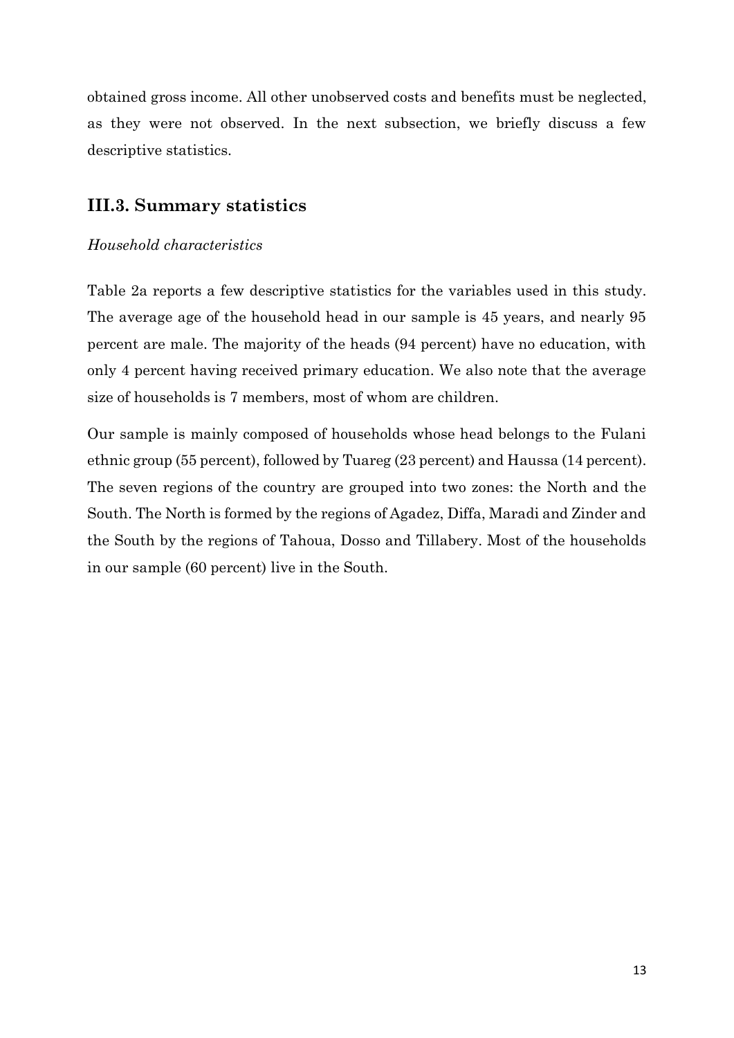obtained gross income. All other unobserved costs and benefits must be neglected, as they were not observed. In the next subsection, we briefly discuss a few descriptive statistics.

## III.3. Summary statistics

*Household characteristics*

Table 2a reports a few descriptive statistics for the variables used in this study. The average age of the household head in our sample is 45 years, and nearly 95 percent are male. The majority of the heads (94 percent) have no education, with only 4 percent having received primary education. We also note that the average size of households is 7 members, most of whom are children.

Our sample is mainly composed of households whose head belongs to the Fulani ethnic group (55 percent), followed by Tuareg (23 percent) and Haussa (14 percent). The seven regions of the country are grouped into two zones: the North and the South. The North is formed by the regions of Agadez, Diffa, Maradi and Zinder and the South by the regions of Tahoua, Dosso and Tillabery. Most of the households in our sample (60 percent) live in the South.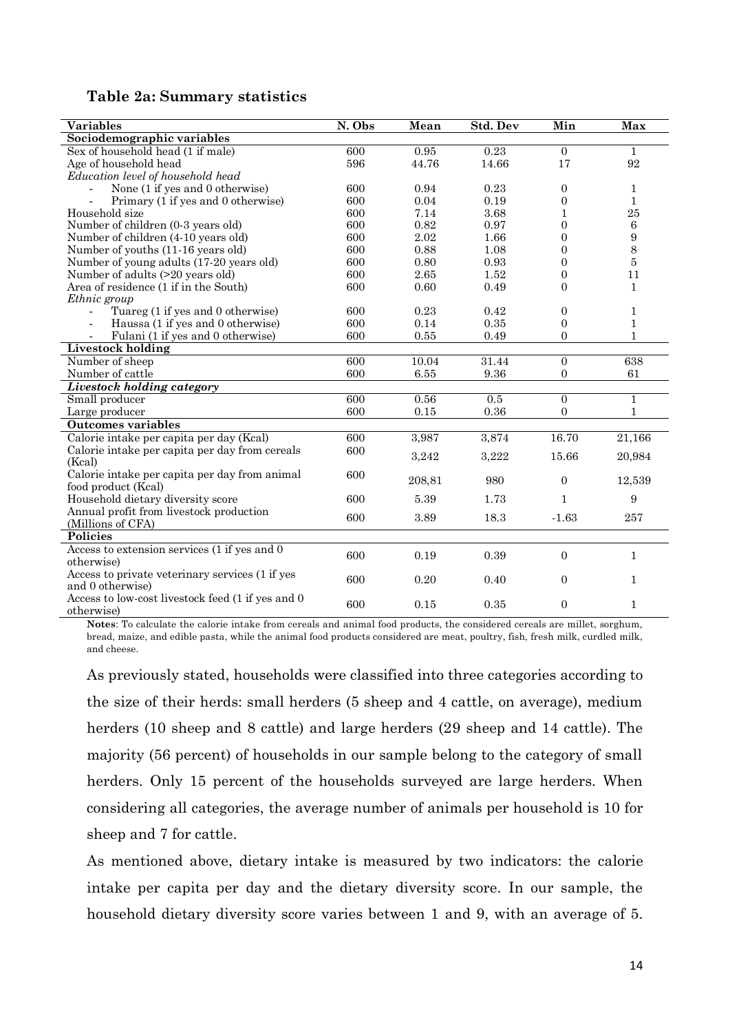**Table 2a: Summary statistics**

| Variables | N. Obs | Mean | Std. Dev | Min | Max |
|---|---|---|---|---|---|
| **Sociodemographic variables** | | | | | |
| Sex of household head (1 if male) | 600 | 0.95 | 0.23 | 0 | 1 |
| Age of household head | 596 | 44.76 | 14.66 | 17 | 92 |
| *Education level of household head* | | | | | |
| - None (1 if yes and 0 otherwise) | 600 | 0.94 | 0.23 | 0 | 1 |
| - Primary (1 if yes and 0 otherwise) | 600 | 0.04 | 0.19 | 0 | 1 |
| Household size | 600 | 7.14 | 3.68 | 1 | 25 |
| Number of children (0-3 years old) | 600 | 0.82 | 0.97 | 0 | 6 |
| Number of children (4-10 years old) | 600 | 2.02 | 1.66 | 0 | 9 |
| Number of youths (11-16 years old) | 600 | 0.88 | 1.08 | 0 | 8 |
| Number of young adults (17-20 years old) | 600 | 0.80 | 0.93 | 0 | 5 |
| Number of adults (>20 years old) | 600 | 2.65 | 1.52 | 0 | 11 |
| Area of residence (1 if in the South) | 600 | 0.60 | 0.49 | 0 | 1 |
| *Ethnic group* | | | | | |
| - Tuareg (1 if yes and 0 otherwise) | 600 | 0.23 | 0.42 | 0 | 1 |
| - Haussa (1 if yes and 0 otherwise) | 600 | 0.14 | 0.35 | 0 | 1 |
| - Fulani (1 if yes and 0 otherwise) | 600 | 0.55 | 0.49 | 0 | 1 |
| **Livestock holding** | | | | | |
| Number of sheep | 600 | 10.04 | 31.44 | 0 | 638 |
| Number of cattle | 600 | 6.55 | 9.36 | 0 | 61 |
| ***Livestock holding category*** | | | | | |
| Small producer | 600 | 0.56 | 0.5 | 0 | 1 |
| Large producer | 600 | 0.15 | 0.36 | 0 | 1 |
| **Outcomes variables** | | | | | |
| Calorie intake per capita per day (Kcal) | 600 | 3,987 | 3,874 | 16.70 | 21,166 |
| Calorie intake per capita per day from cereals (Kcal) | 600 | 3,242 | 3,222 | 15.66 | 20,984 |
| Calorie intake per capita per day from animal food product (Kcal) | 600 | 208,81 | 980 | 0 | 12,539 |
| Household dietary diversity score | 600 | 5.39 | 1.73 | 1 | 9 |
| Annual profit from livestock production (Millions of CFA) | 600 | 3.89 | 18.3 | -1.63 | 257 |
| **Policies** | | | | | |
| Access to extension services (1 if yes and 0 otherwise) | 600 | 0.19 | 0.39 | 0 | 1 |
| Access to private veterinary services (1 if yes and 0 otherwise) | 600 | 0.20 | 0.40 | 0 | 1 |
| Access to low-cost livestock feed (1 if yes and 0 otherwise) | 600 | 0.15 | 0.35 | 0 | 1 |

**Notes**: To calculate the calorie intake from cereals and animal food products, the considered cereals are millet, sorghum, bread, maize, and edible pasta, while the animal food products considered are meat, poultry, fish, fresh milk, curdled milk, and cheese.

As previously stated, households were classified into three categories according to the size of their herds: small herders (5 sheep and 4 cattle, on average), medium herders (10 sheep and 8 cattle) and large herders (29 sheep and 14 cattle). The majority (56 percent) of households in our sample belong to the category of small herders. Only 15 percent of the households surveyed are large herders. When considering all categories, the average number of animals per household is 10 for sheep and 7 for cattle.

As mentioned above, dietary intake is measured by two indicators: the calorie intake per capita per day and the dietary diversity score. In our sample, the household dietary diversity score varies between 1 and 9, with an average of 5.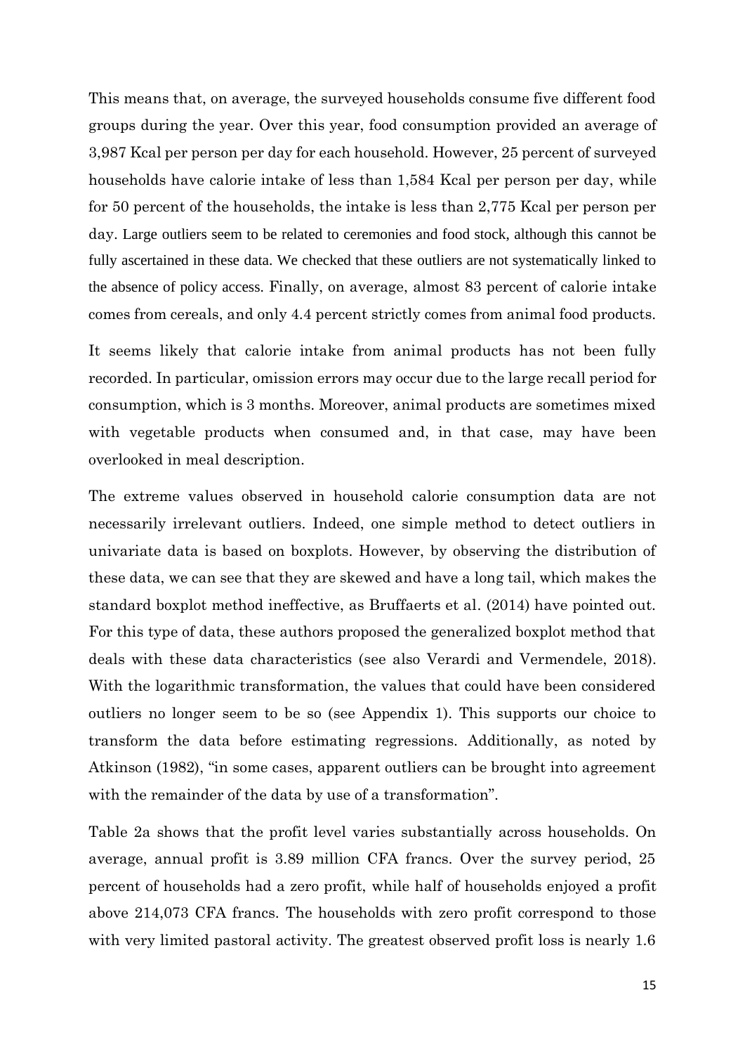This means that, on average, the surveyed households consume five different food groups during the year. Over this year, food consumption provided an average of 3,987 Kcal per person per day for each household. However, 25 percent of surveyed households have calorie intake of less than 1,584 Kcal per person per day, while for 50 percent of the households, the intake is less than 2,775 Kcal per person per day. Large outliers seem to be related to ceremonies and food stock, although this cannot be fully ascertained in these data. We checked that these outliers are not systematically linked to the absence of policy access. Finally, on average, almost 83 percent of calorie intake comes from cereals, and only 4.4 percent strictly comes from animal food products.

It seems likely that calorie intake from animal products has not been fully recorded. In particular, omission errors may occur due to the large recall period for consumption, which is 3 months. Moreover, animal products are sometimes mixed with vegetable products when consumed and, in that case, may have been overlooked in meal description.

The extreme values observed in household calorie consumption data are not necessarily irrelevant outliers. Indeed, one simple method to detect outliers in univariate data is based on boxplots. However, by observing the distribution of these data, we can see that they are skewed and have a long tail, which makes the standard boxplot method ineffective, as Bruffaerts et al. (2014) have pointed out. For this type of data, these authors proposed the generalized boxplot method that deals with these data characteristics (see also Verardi and Vermendele, 2018). With the logarithmic transformation, the values that could have been considered outliers no longer seem to be so (see Appendix 1). This supports our choice to transform the data before estimating regressions. Additionally, as noted by Atkinson (1982), "in some cases, apparent outliers can be brought into agreement with the remainder of the data by use of a transformation".

Table 2a shows that the profit level varies substantially across households. On average, annual profit is 3.89 million CFA francs. Over the survey period, 25 percent of households had a zero profit, while half of households enjoyed a profit above 214,073 CFA francs. The households with zero profit correspond to those with very limited pastoral activity. The greatest observed profit loss is nearly 1.6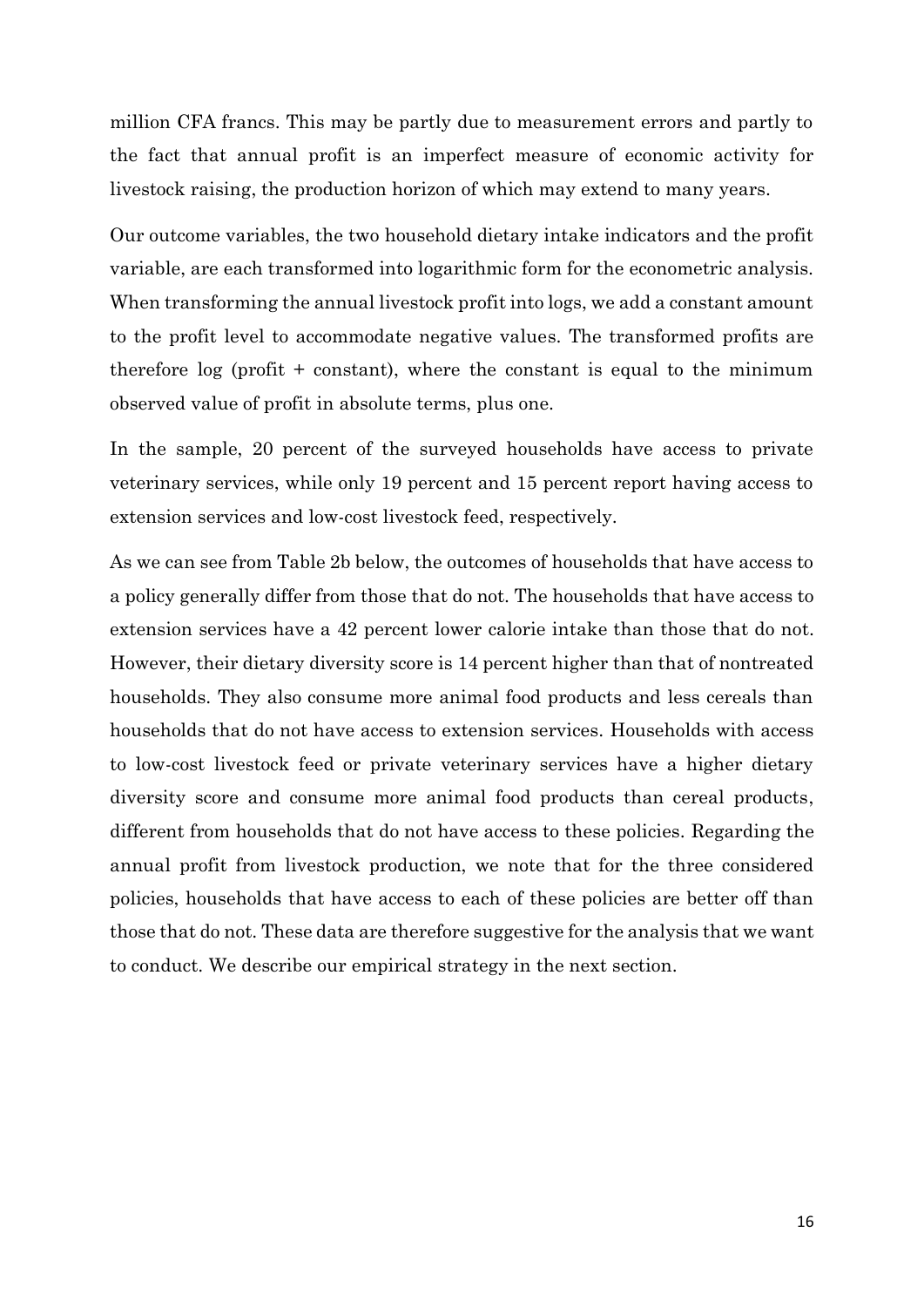million CFA francs. This may be partly due to measurement errors and partly to the fact that annual profit is an imperfect measure of economic activity for livestock raising, the production horizon of which may extend to many years.

Our outcome variables, the two household dietary intake indicators and the profit variable, are each transformed into logarithmic form for the econometric analysis. When transforming the annual livestock profit into logs, we add a constant amount to the profit level to accommodate negative values. The transformed profits are therefore log (profit + constant), where the constant is equal to the minimum observed value of profit in absolute terms, plus one.

In the sample, 20 percent of the surveyed households have access to private veterinary services, while only 19 percent and 15 percent report having access to extension services and low-cost livestock feed, respectively.

As we can see from Table 2b below, the outcomes of households that have access to a policy generally differ from those that do not. The households that have access to extension services have a 42 percent lower calorie intake than those that do not. However, their dietary diversity score is 14 percent higher than that of nontreated households. They also consume more animal food products and less cereals than households that do not have access to extension services. Households with access to low-cost livestock feed or private veterinary services have a higher dietary diversity score and consume more animal food products than cereal products, different from households that do not have access to these policies. Regarding the annual profit from livestock production, we note that for the three considered policies, households that have access to each of these policies are better off than those that do not. These data are therefore suggestive for the analysis that we want to conduct. We describe our empirical strategy in the next section.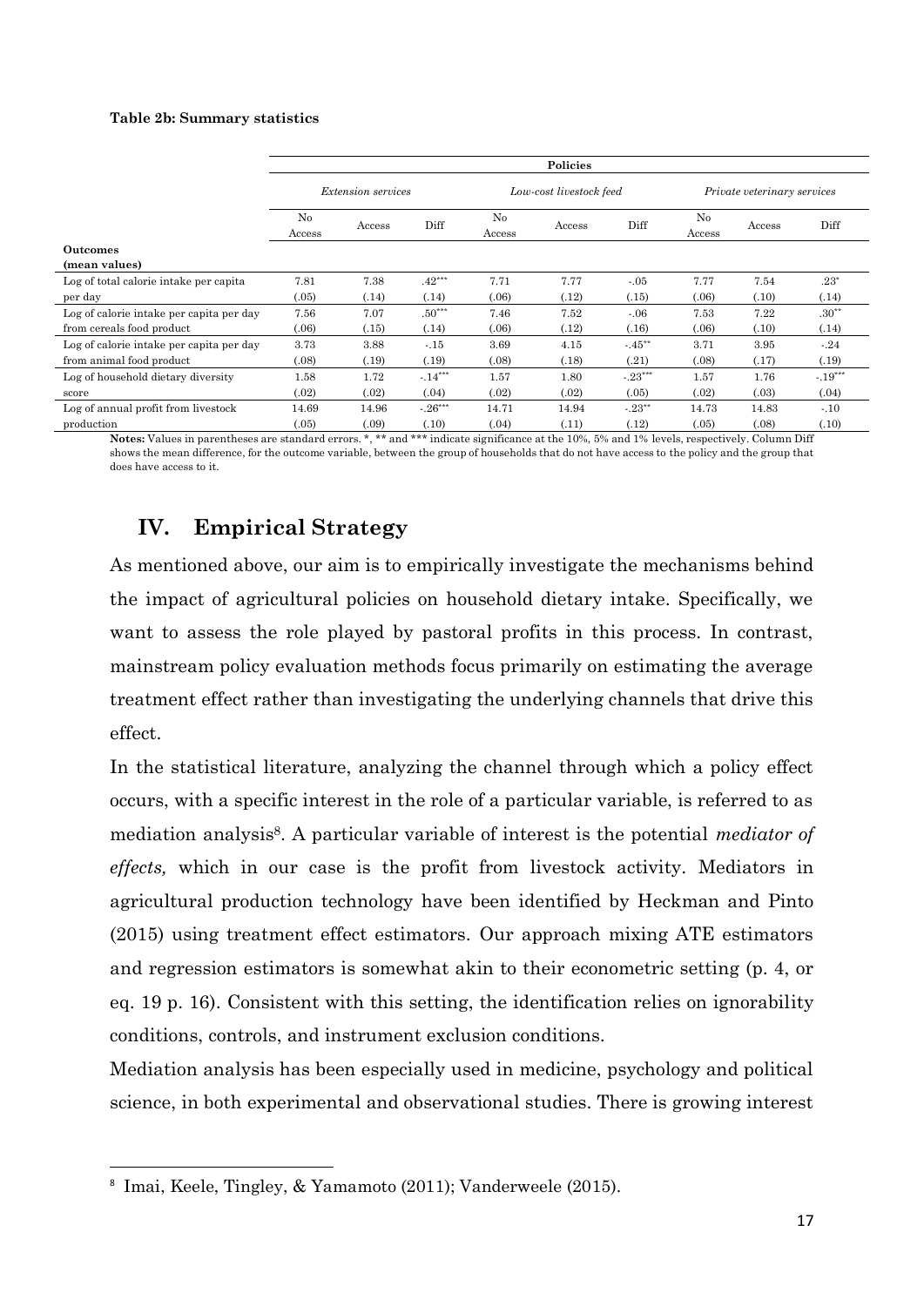**Table 2b: Summary statistics**

| | Policies | | | | | | | | |
|---|---|---|---|---|---|---|---|---|---|
| | *Extension services* | | | *Low-cost livestock feed* | | | *Private veterinary services* | | |
| | No Access | Access | Diff | No Access | Access | Diff | No Access | Access | Diff |
| **Outcomes (mean values)** | | | | | | | | | |
| Log of total calorie intake per capita per day | 7.81 | 7.38 | .42*** | 7.71 | 7.77 | -.05 | 7.77 | 7.54 | .23* |
| | (.05) | (.14) | (.14) | (.06) | (.12) | (.15) | (.06) | (.10) | (.14) |
| Log of calorie intake per capita per day from cereals food product | 7.56 | 7.07 | .50*** | 7.46 | 7.52 | -.06 | 7.53 | 7.22 | .30** |
| | (.06) | (.15) | (.14) | (.06) | (.12) | (.16) | (.06) | (.10) | (.14) |
| Log of calorie intake per capita per day from animal food product | 3.73 | 3.88 | -.15 | 3.69 | 4.15 | -.45** | 3.71 | 3.95 | -.24 |
| | (.08) | (.19) | (.19) | (.08) | (.18) | (.21) | (.08) | (.17) | (.19) |
| Log of household dietary diversity score | 1.58 | 1.72 | -.14*** | 1.57 | 1.80 | -.23*** | 1.57 | 1.76 | -.19*** |
| | (.02) | (.02) | (.04) | (.02) | (.02) | (.05) | (.02) | (.03) | (.04) |
| Log of annual profit from livestock production | 14.69 | 14.96 | -.26*** | 14.71 | 14.94 | -.23** | 14.73 | 14.83 | -.10 |
| | (.05) | (.09) | (.10) | (.04) | (.11) | (.12) | (.05) | (.08) | (.10) |

**Notes:** Values in parentheses are standard errors. *, ** and *** indicate significance at the 10%, 5% and 1% levels, respectively. Column Diff shows the mean difference, for the outcome variable, between the group of households that do not have access to the policy and the group that does have access to it.

## IV. Empirical Strategy

As mentioned above, our aim is to empirically investigate the mechanisms behind the impact of agricultural policies on household dietary intake. Specifically, we want to assess the role played by pastoral profits in this process. In contrast, mainstream policy evaluation methods focus primarily on estimating the average treatment effect rather than investigating the underlying channels that drive this effect.

In the statistical literature, analyzing the channel through which a policy effect occurs, with a specific interest in the role of a particular variable, is referred to as mediation analysis[8]. A particular variable of interest is the potential *mediator of effects,* which in our case is the profit from livestock activity. Mediators in agricultural production technology have been identified by Heckman and Pinto (2015) using treatment effect estimators. Our approach mixing ATE estimators and regression estimators is somewhat akin to their econometric setting (p. 4, or eq. 19 p. 16). Consistent with this setting, the identification relies on ignorability conditions, controls, and instrument exclusion conditions.

Mediation analysis has been especially used in medicine, psychology and political science, in both experimental and observational studies. There is growing interest

[8] Imai, Keele, Tingley, & Yamamoto (2011); Vanderweele (2015).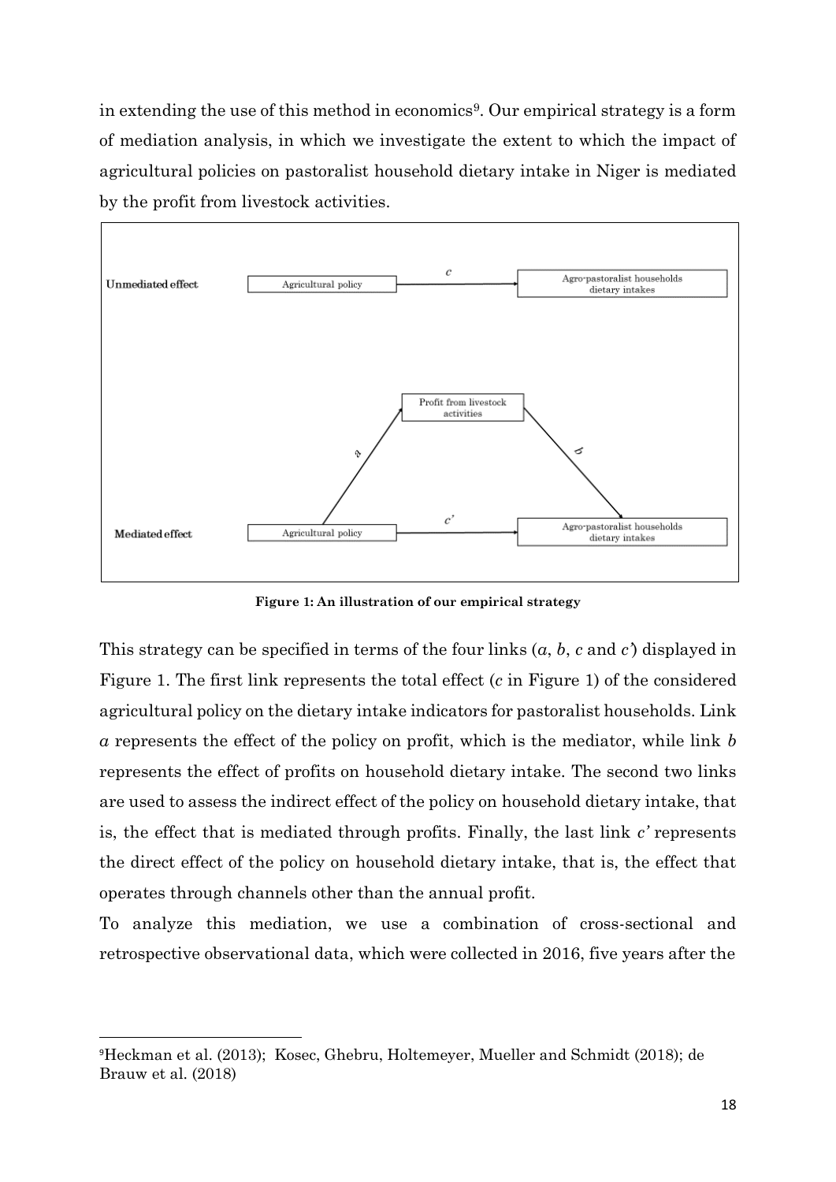in extending the use of this method in economics[9]. Our empirical strategy is a form of mediation analysis, in which we investigate the extent to which the impact of agricultural policies on pastoralist household dietary intake in Niger is mediated by the profit from livestock activities.

**Figure 1: An illustration of our empirical strategy**

This strategy can be specified in terms of the four links ($a$, $b$, $c$ and $c'$) displayed in Figure 1. The first link represents the total effect ($c$ in Figure 1) of the considered agricultural policy on the dietary intake indicators for pastoralist households. Link $a$ represents the effect of the policy on profit, which is the mediator, while link $b$ represents the effect of profits on household dietary intake. The second two links are used to assess the indirect effect of the policy on household dietary intake, that is, the effect that is mediated through profits. Finally, the last link $c'$ represents the direct effect of the policy on household dietary intake, that is, the effect that operates through channels other than the annual profit.

To analyze this mediation, we use a combination of cross-sectional and retrospective observational data, which were collected in 2016, five years after the

[9]Heckman et al. (2013); Kosec, Ghebru, Holtemeyer, Mueller and Schmidt (2018); de Brauw et al. (2018)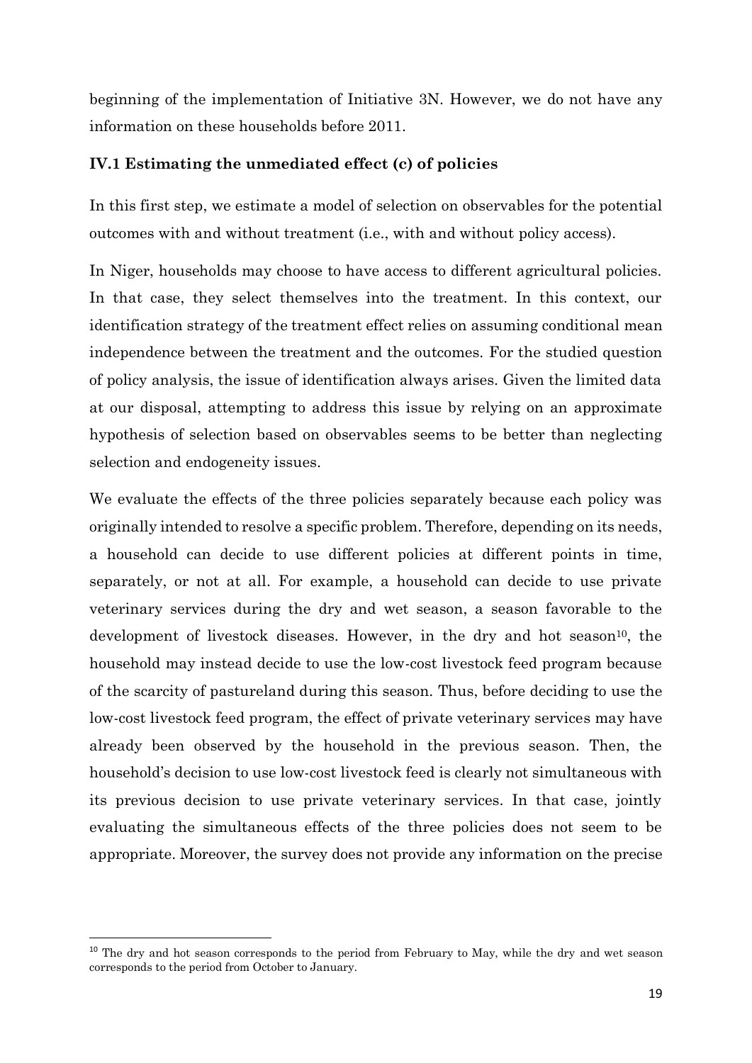beginning of the implementation of Initiative 3N. However, we do not have any information on these households before 2011.

### IV.1 Estimating the unmediated effect (c) of policies

In this first step, we estimate a model of selection on observables for the potential outcomes with and without treatment (i.e., with and without policy access).

In Niger, households may choose to have access to different agricultural policies. In that case, they select themselves into the treatment. In this context, our identification strategy of the treatment effect relies on assuming conditional mean independence between the treatment and the outcomes. For the studied question of policy analysis, the issue of identification always arises. Given the limited data at our disposal, attempting to address this issue by relying on an approximate hypothesis of selection based on observables seems to be better than neglecting selection and endogeneity issues.

We evaluate the effects of the three policies separately because each policy was originally intended to resolve a specific problem. Therefore, depending on its needs, a household can decide to use different policies at different points in time, separately, or not at all. For example, a household can decide to use private veterinary services during the dry and wet season, a season favorable to the development of livestock diseases. However, in the dry and hot season[10], the household may instead decide to use the low-cost livestock feed program because of the scarcity of pastureland during this season. Thus, before deciding to use the low-cost livestock feed program, the effect of private veterinary services may have already been observed by the household in the previous season. Then, the household's decision to use low-cost livestock feed is clearly not simultaneous with its previous decision to use private veterinary services. In that case, jointly evaluating the simultaneous effects of the three policies does not seem to be appropriate. Moreover, the survey does not provide any information on the precise

[10] The dry and hot season corresponds to the period from February to May, while the dry and wet season corresponds to the period from October to January.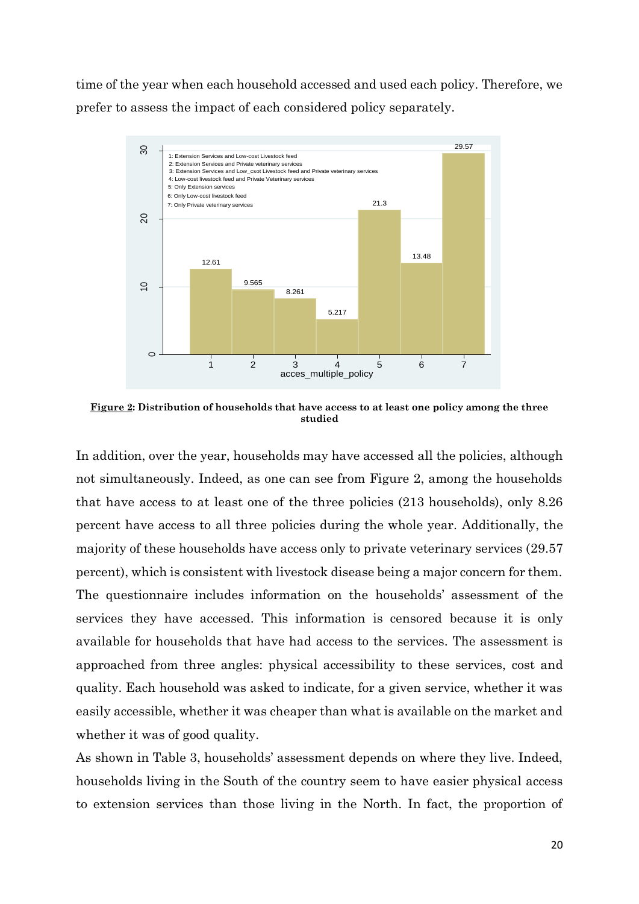time of the year when each household accessed and used each policy. Therefore, we prefer to assess the impact of each considered policy separately.

**Figure 2: Distribution of households that have access to at least one policy among the three studied**

In addition, over the year, households may have accessed all the policies, although not simultaneously. Indeed, as one can see from Figure 2, among the households that have access to at least one of the three policies (213 households), only 8.26 percent have access to all three policies during the whole year. Additionally, the majority of these households have access only to private veterinary services (29.57 percent), which is consistent with livestock disease being a major concern for them. The questionnaire includes information on the households' assessment of the services they have accessed. This information is censored because it is only available for households that have had access to the services. The assessment is approached from three angles: physical accessibility to these services, cost and quality. Each household was asked to indicate, for a given service, whether it was easily accessible, whether it was cheaper than what is available on the market and whether it was of good quality.

As shown in Table 3, households' assessment depends on where they live. Indeed, households living in the South of the country seem to have easier physical access to extension services than those living in the North. In fact, the proportion of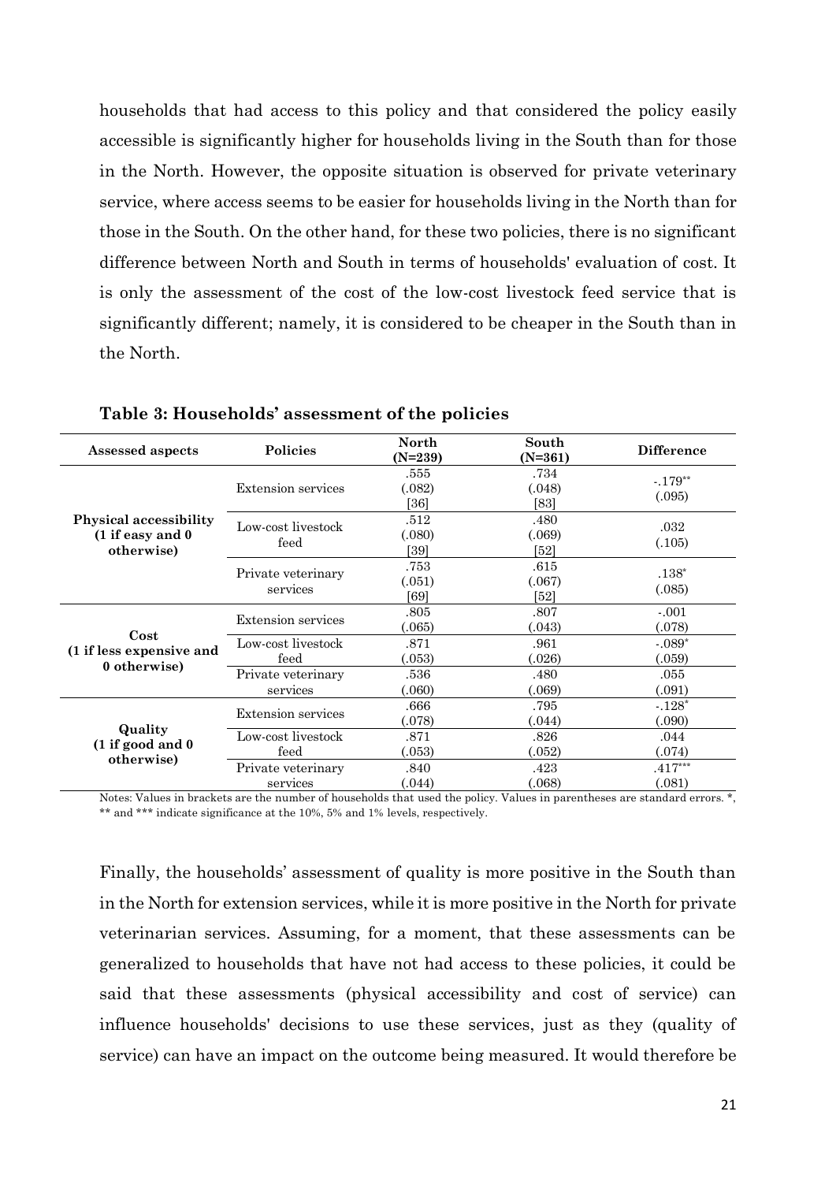households that had access to this policy and that considered the policy easily accessible is significantly higher for households living in the South than for those in the North. However, the opposite situation is observed for private veterinary service, where access seems to be easier for households living in the North than for those in the South. On the other hand, for these two policies, there is no significant difference between North and South in terms of households' evaluation of cost. It is only the assessment of the cost of the low-cost livestock feed service that is significantly different; namely, it is considered to be cheaper in the South than in the North.

**Table 3: Households' assessment of the policies**

| Assessed aspects | Policies | North (N=239) | South (N=361) | Difference |
|---|---|---|---|---|
| **Physical accessibility (1 if easy and 0 otherwise)** | Extension services | .555 (.082) [36] | .734 (.048) [83] | -.179** (.095) |
| | Low-cost livestock feed | .512 (.080) [39] | .480 (.069) [52] | .032 (.105) |
| | Private veterinary services | .753 (.051) [69] | .615 (.067) [52] | .138* (.085) |
| **Cost (1 if less expensive and 0 otherwise)** | Extension services | .805 (.065) | .807 (.043) | -.001 (.078) |
| | Low-cost livestock feed | .871 (.053) | .961 (.026) | -.089* (.059) |
| | Private veterinary services | .536 (.060) | .480 (.069) | .055 (.091) |
| **Quality (1 if good and 0 otherwise)** | Extension services | .666 (.078) | .795 (.044) | -.128* (.090) |
| | Low-cost livestock feed | .871 (.053) | .826 (.052) | .044 (.074) |
| | Private veterinary services | .840 (.044) | .423 (.068) | .417*** (.081) |

Notes: Values in brackets are the number of households that used the policy. Values in parentheses are standard errors. *, ** and *** indicate significance at the 10%, 5% and 1% levels, respectively.

Finally, the households' assessment of quality is more positive in the South than in the North for extension services, while it is more positive in the North for private veterinarian services. Assuming, for a moment, that these assessments can be generalized to households that have not had access to these policies, it could be said that these assessments (physical accessibility and cost of service) can influence households' decisions to use these services, just as they (quality of service) can have an impact on the outcome being measured. It would therefore be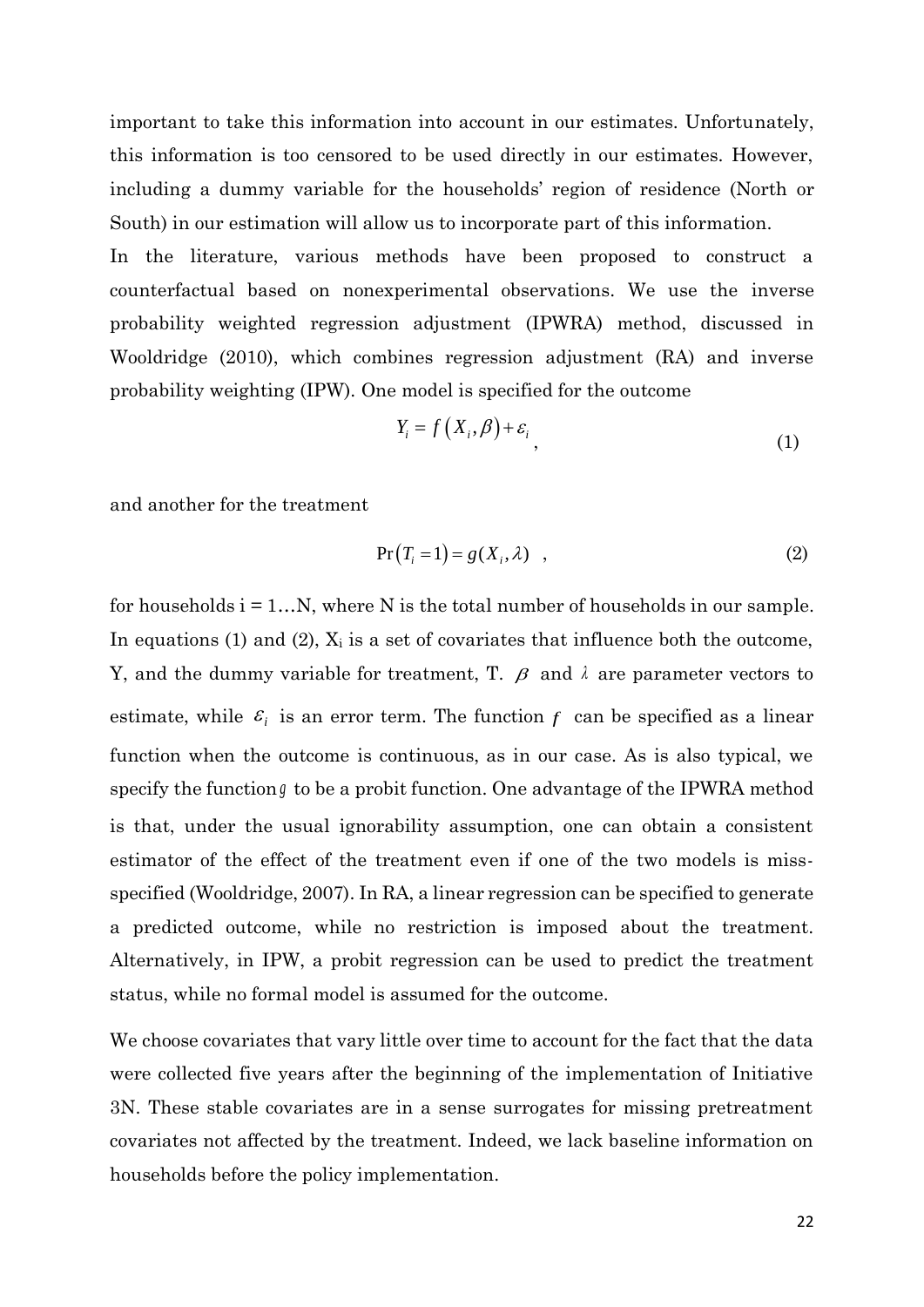important to take this information into account in our estimates. Unfortunately, this information is too censored to be used directly in our estimates. However, including a dummy variable for the households' region of residence (North or South) in our estimation will allow us to incorporate part of this information.

In the literature, various methods have been proposed to construct a counterfactual based on nonexperimental observations. We use the inverse probability weighted regression adjustment (IPWRA) method, discussed in Wooldridge (2010), which combines regression adjustment (RA) and inverse probability weighting (IPW). One model is specified for the outcome

$$Y_i = f\left(X_i, \beta\right) + \varepsilon_i \quad , \tag{1}$$

and another for the treatment

$$\Pr\left(T_i = 1\right) = g(X_i, \lambda) \quad , \tag{2}$$

for households i = 1…N, where N is the total number of households in our sample. In equations (1) and (2), $X_i$ is a set of covariates that influence both the outcome, Y, and the dummy variable for treatment, T. $\beta$ and $\lambda$ are parameter vectors to estimate, while $\varepsilon_i$ is an error term. The function $f$ can be specified as a linear function when the outcome is continuous, as in our case. As is also typical, we specify the function $g$ to be a probit function. One advantage of the IPWRA method is that, under the usual ignorability assumption, one can obtain a consistent estimator of the effect of the treatment even if one of the two models is miss-specified (Wooldridge, 2007). In RA, a linear regression can be specified to generate a predicted outcome, while no restriction is imposed about the treatment. Alternatively, in IPW, a probit regression can be used to predict the treatment status, while no formal model is assumed for the outcome.

We choose covariates that vary little over time to account for the fact that the data were collected five years after the beginning of the implementation of Initiative 3N. These stable covariates are in a sense surrogates for missing pretreatment covariates not affected by the treatment. Indeed, we lack baseline information on households before the policy implementation.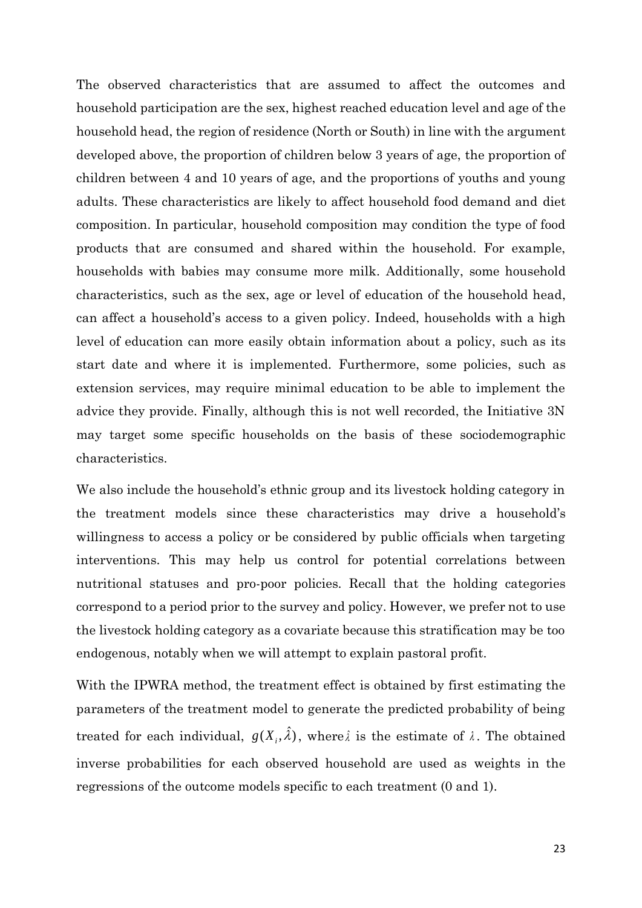The observed characteristics that are assumed to affect the outcomes and household participation are the sex, highest reached education level and age of the household head, the region of residence (North or South) in line with the argument developed above, the proportion of children below 3 years of age, the proportion of children between 4 and 10 years of age, and the proportions of youths and young adults. These characteristics are likely to affect household food demand and diet composition. In particular, household composition may condition the type of food products that are consumed and shared within the household. For example, households with babies may consume more milk. Additionally, some household characteristics, such as the sex, age or level of education of the household head, can affect a household's access to a given policy. Indeed, households with a high level of education can more easily obtain information about a policy, such as its start date and where it is implemented. Furthermore, some policies, such as extension services, may require minimal education to be able to implement the advice they provide. Finally, although this is not well recorded, the Initiative 3N may target some specific households on the basis of these sociodemographic characteristics.

We also include the household's ethnic group and its livestock holding category in the treatment models since these characteristics may drive a household's willingness to access a policy or be considered by public officials when targeting interventions. This may help us control for potential correlations between nutritional statuses and pro-poor policies. Recall that the holding categories correspond to a period prior to the survey and policy. However, we prefer not to use the livestock holding category as a covariate because this stratification may be too endogenous, notably when we will attempt to explain pastoral profit.

With the IPWRA method, the treatment effect is obtained by first estimating the parameters of the treatment model to generate the predicted probability of being treated for each individual, $g(X_i, \hat{\lambda})$, where $\hat{\lambda}$ is the estimate of $\lambda$. The obtained inverse probabilities for each observed household are used as weights in the regressions of the outcome models specific to each treatment (0 and 1).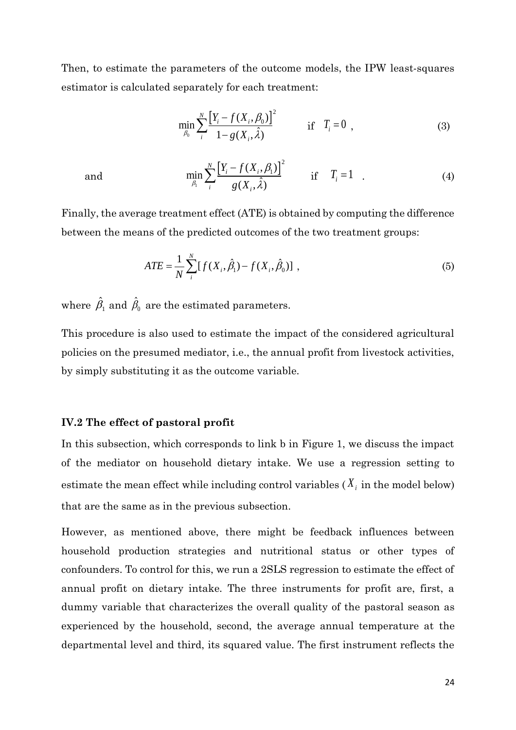Then, to estimate the parameters of the outcome models, the IPW least-squares estimator is calculated separately for each treatment:

$$\min_{\beta_0} \sum_{i}^{N} \frac{\left[Y_i - f(X_i, \beta_0)\right]^2}{1 - g(X_i, \hat{\lambda})} \qquad \text{if} \quad T_i = 0 \ , \tag{3}$$

and

$$\min_{\beta_1} \sum_{i}^{N} \frac{\left[Y_i - f(X_i, \beta_1)\right]^2}{g(X_i, \hat{\lambda})} \qquad \text{if} \quad T_i = 1 \ . \tag{4}$$

Finally, the average treatment effect (ATE) is obtained by computing the difference between the means of the predicted outcomes of the two treatment groups:

$$ATE = \frac{1}{N} \sum_{i}^{N} [f(X_i, \hat{\beta}_1) - f(X_i, \hat{\beta}_0)] \ , \tag{5}$$

where $\hat{\beta}_1$ and $\hat{\beta}_0$ are the estimated parameters.

This procedure is also used to estimate the impact of the considered agricultural policies on the presumed mediator, i.e., the annual profit from livestock activities, by simply substituting it as the outcome variable.

### IV.2 The effect of pastoral profit

In this subsection, which corresponds to link b in Figure 1, we discuss the impact of the mediator on household dietary intake. We use a regression setting to estimate the mean effect while including control variables ($X_i$ in the model below) that are the same as in the previous subsection.

However, as mentioned above, there might be feedback influences between household production strategies and nutritional status or other types of confounders. To control for this, we run a 2SLS regression to estimate the effect of annual profit on dietary intake. The three instruments for profit are, first, a dummy variable that characterizes the overall quality of the pastoral season as experienced by the household, second, the average annual temperature at the departmental level and third, its squared value. The first instrument reflects the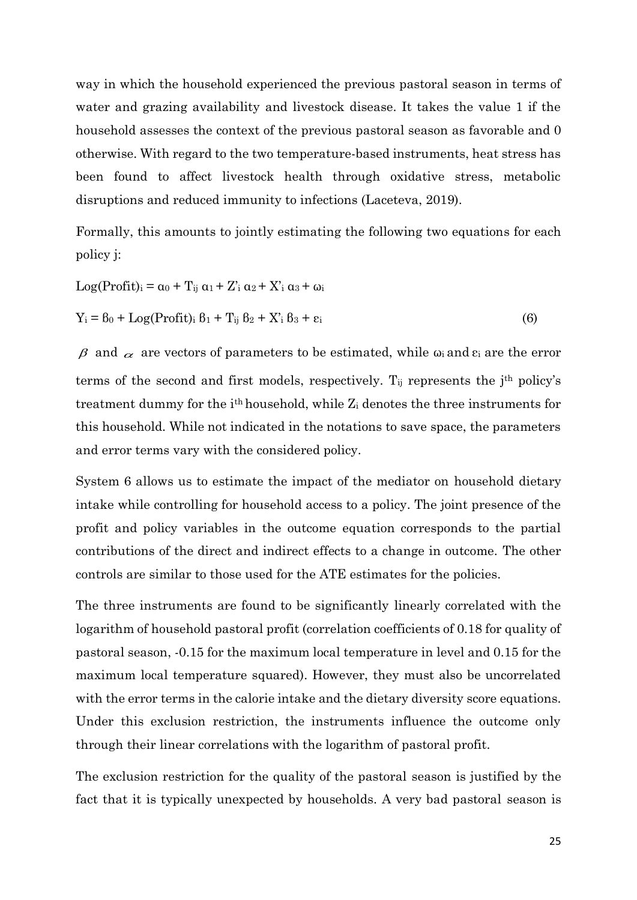way in which the household experienced the previous pastoral season in terms of water and grazing availability and livestock disease. It takes the value 1 if the household assesses the context of the previous pastoral season as favorable and 0 otherwise. With regard to the two temperature-based instruments, heat stress has been found to affect livestock health through oxidative stress, metabolic disruptions and reduced immunity to infections (Laceteva, 2019).

Formally, this amounts to jointly estimating the following two equations for each policy j:

$$\text{Log(Profit)}_i = \alpha_0 + T_{ij}\,\alpha_1 + Z'_i\,\alpha_2 + X'_i\,\alpha_3 + \omega_i$$

$$Y_i = \beta_0 + \text{Log(Profit)}_i\,\beta_1 + T_{ij}\,\beta_2 + X'_i\,\beta_3 + \varepsilon_i \tag{6}$$

$\beta$ and $\alpha$ are vectors of parameters to be estimated, while $\omega_i$ and $\varepsilon_i$ are the error terms of the second and first models, respectively. $T_{ij}$ represents the j[th] policy's treatment dummy for the i[th] household, while $Z_i$ denotes the three instruments for this household. While not indicated in the notations to save space, the parameters and error terms vary with the considered policy.

System 6 allows us to estimate the impact of the mediator on household dietary intake while controlling for household access to a policy. The joint presence of the profit and policy variables in the outcome equation corresponds to the partial contributions of the direct and indirect effects to a change in outcome. The other controls are similar to those used for the ATE estimates for the policies.

The three instruments are found to be significantly linearly correlated with the logarithm of household pastoral profit (correlation coefficients of 0.18 for quality of pastoral season, -0.15 for the maximum local temperature in level and 0.15 for the maximum local temperature squared). However, they must also be uncorrelated with the error terms in the calorie intake and the dietary diversity score equations. Under this exclusion restriction, the instruments influence the outcome only through their linear correlations with the logarithm of pastoral profit.

The exclusion restriction for the quality of the pastoral season is justified by the fact that it is typically unexpected by households. A very bad pastoral season is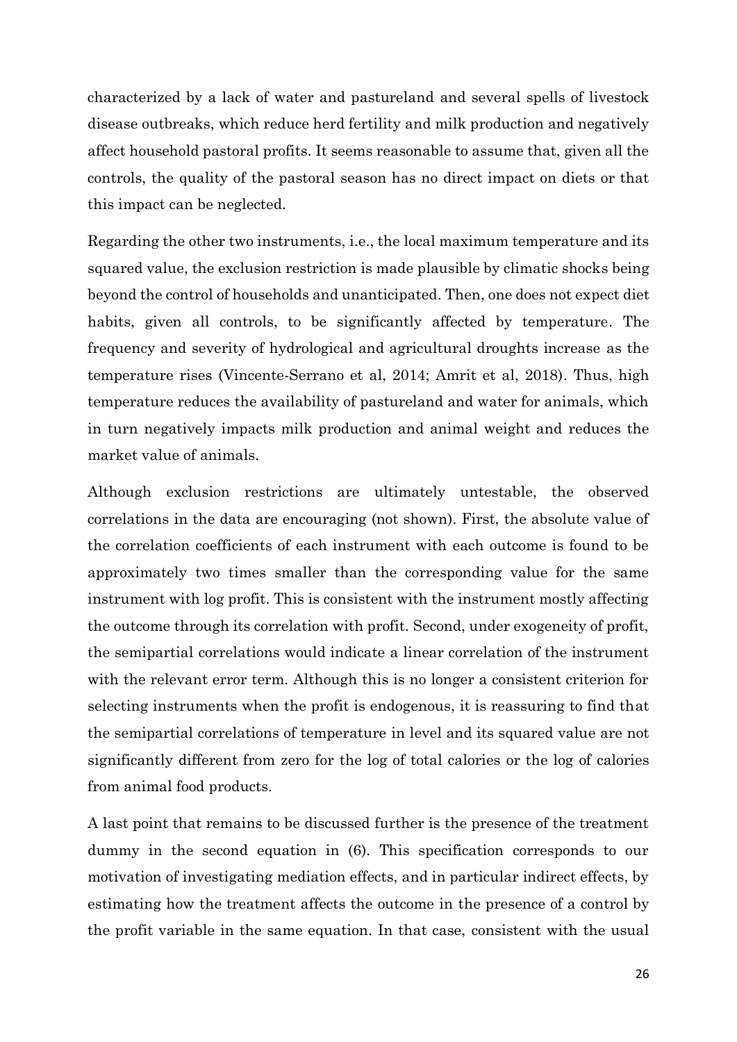characterized by a lack of water and pastureland and several spells of livestock disease outbreaks, which reduce herd fertility and milk production and negatively affect household pastoral profits. It seems reasonable to assume that, given all the controls, the quality of the pastoral season has no direct impact on diets or that this impact can be neglected.

Regarding the other two instruments, i.e., the local maximum temperature and its squared value, the exclusion restriction is made plausible by climatic shocks being beyond the control of households and unanticipated. Then, one does not expect diet habits, given all controls, to be significantly affected by temperature. The frequency and severity of hydrological and agricultural droughts increase as the temperature rises (Vincente-Serrano et al, 2014; Amrit et al, 2018). Thus, high temperature reduces the availability of pastureland and water for animals, which in turn negatively impacts milk production and animal weight and reduces the market value of animals.

Although exclusion restrictions are ultimately untestable, the observed correlations in the data are encouraging (not shown). First, the absolute value of the correlation coefficients of each instrument with each outcome is found to be approximately two times smaller than the corresponding value for the same instrument with log profit. This is consistent with the instrument mostly affecting the outcome through its correlation with profit. Second, under exogeneity of profit, the semipartial correlations would indicate a linear correlation of the instrument with the relevant error term. Although this is no longer a consistent criterion for selecting instruments when the profit is endogenous, it is reassuring to find that the semipartial correlations of temperature in level and its squared value are not significantly different from zero for the log of total calories or the log of calories from animal food products.

A last point that remains to be discussed further is the presence of the treatment dummy in the second equation in (6). This specification corresponds to our motivation of investigating mediation effects, and in particular indirect effects, by estimating how the treatment affects the outcome in the presence of a control by the profit variable in the same equation. In that case, consistent with the usual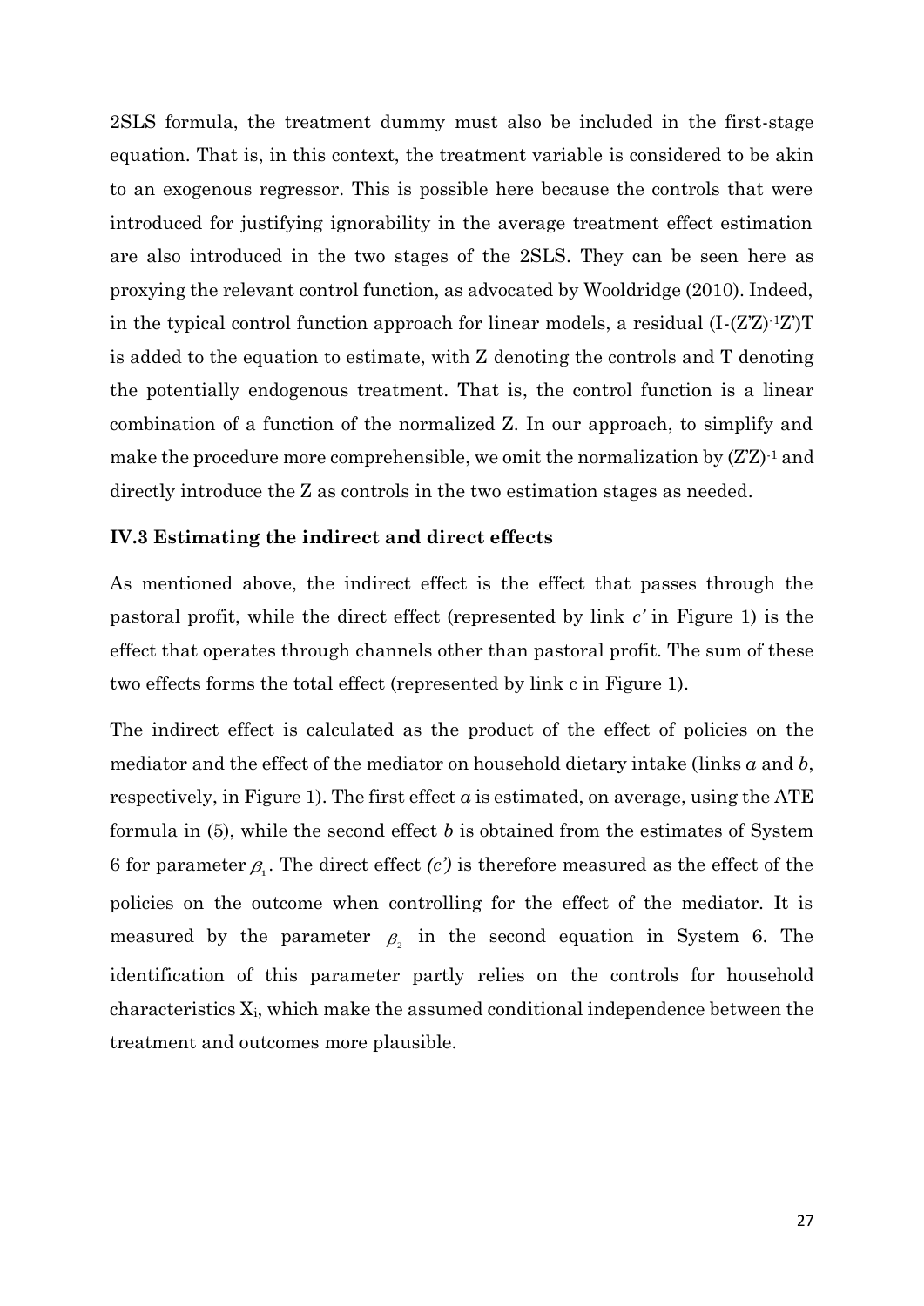2SLS formula, the treatment dummy must also be included in the first-stage equation. That is, in this context, the treatment variable is considered to be akin to an exogenous regressor. This is possible here because the controls that were introduced for justifying ignorability in the average treatment effect estimation are also introduced in the two stages of the 2SLS. They can be seen here as proxying the relevant control function, as advocated by Wooldridge (2010). Indeed, in the typical control function approach for linear models, a residual $(I-(Z'Z)^{-1}Z')T$ is added to the equation to estimate, with Z denoting the controls and T denoting the potentially endogenous treatment. That is, the control function is a linear combination of a function of the normalized Z. In our approach, to simplify and make the procedure more comprehensible, we omit the normalization by $(Z'Z)^{-1}$ and directly introduce the Z as controls in the two estimation stages as needed.

### IV.3 Estimating the indirect and direct effects

As mentioned above, the indirect effect is the effect that passes through the pastoral profit, while the direct effect (represented by link *c'* in Figure 1) is the effect that operates through channels other than pastoral profit. The sum of these two effects forms the total effect (represented by link c in Figure 1).

The indirect effect is calculated as the product of the effect of policies on the mediator and the effect of the mediator on household dietary intake (links *a* and *b*, respectively, in Figure 1). The first effect *a* is estimated, on average, using the ATE formula in (5), while the second effect *b* is obtained from the estimates of System 6 for parameter $\beta_1$. The direct effect *(c')* is therefore measured as the effect of the policies on the outcome when controlling for the effect of the mediator. It is measured by the parameter $\beta_2$ in the second equation in System 6. The identification of this parameter partly relies on the controls for household characteristics $X_i$, which make the assumed conditional independence between the treatment and outcomes more plausible.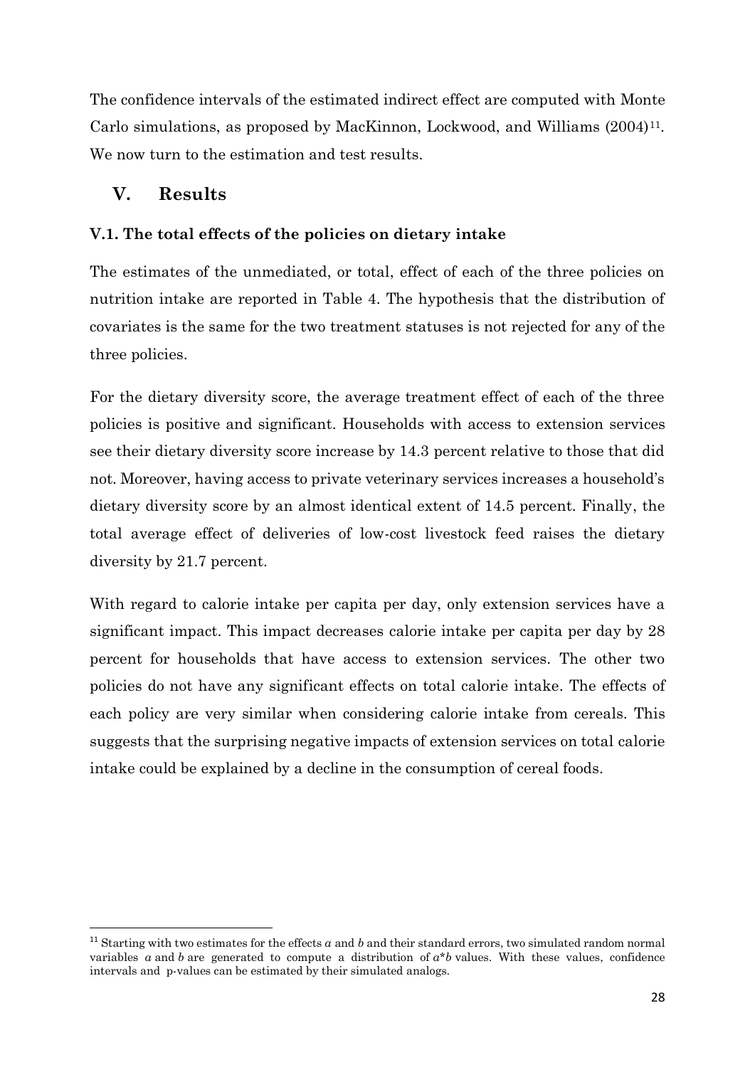The confidence intervals of the estimated indirect effect are computed with Monte Carlo simulations, as proposed by MacKinnon, Lockwood, and Williams (2004)[11]. We now turn to the estimation and test results.

## V. Results

### V.1. The total effects of the policies on dietary intake

The estimates of the unmediated, or total, effect of each of the three policies on nutrition intake are reported in Table 4. The hypothesis that the distribution of covariates is the same for the two treatment statuses is not rejected for any of the three policies.

For the dietary diversity score, the average treatment effect of each of the three policies is positive and significant. Households with access to extension services see their dietary diversity score increase by 14.3 percent relative to those that did not. Moreover, having access to private veterinary services increases a household's dietary diversity score by an almost identical extent of 14.5 percent. Finally, the total average effect of deliveries of low-cost livestock feed raises the dietary diversity by 21.7 percent.

With regard to calorie intake per capita per day, only extension services have a significant impact. This impact decreases calorie intake per capita per day by 28 percent for households that have access to extension services. The other two policies do not have any significant effects on total calorie intake. The effects of each policy are very similar when considering calorie intake from cereals. This suggests that the surprising negative impacts of extension services on total calorie intake could be explained by a decline in the consumption of cereal foods.

---

[11] Starting with two estimates for the effects $a$ and $b$ and their standard errors, two simulated random normal variables $a$ and $b$ are generated to compute a distribution of $a*b$ values. With these values, confidence intervals and p-values can be estimated by their simulated analogs.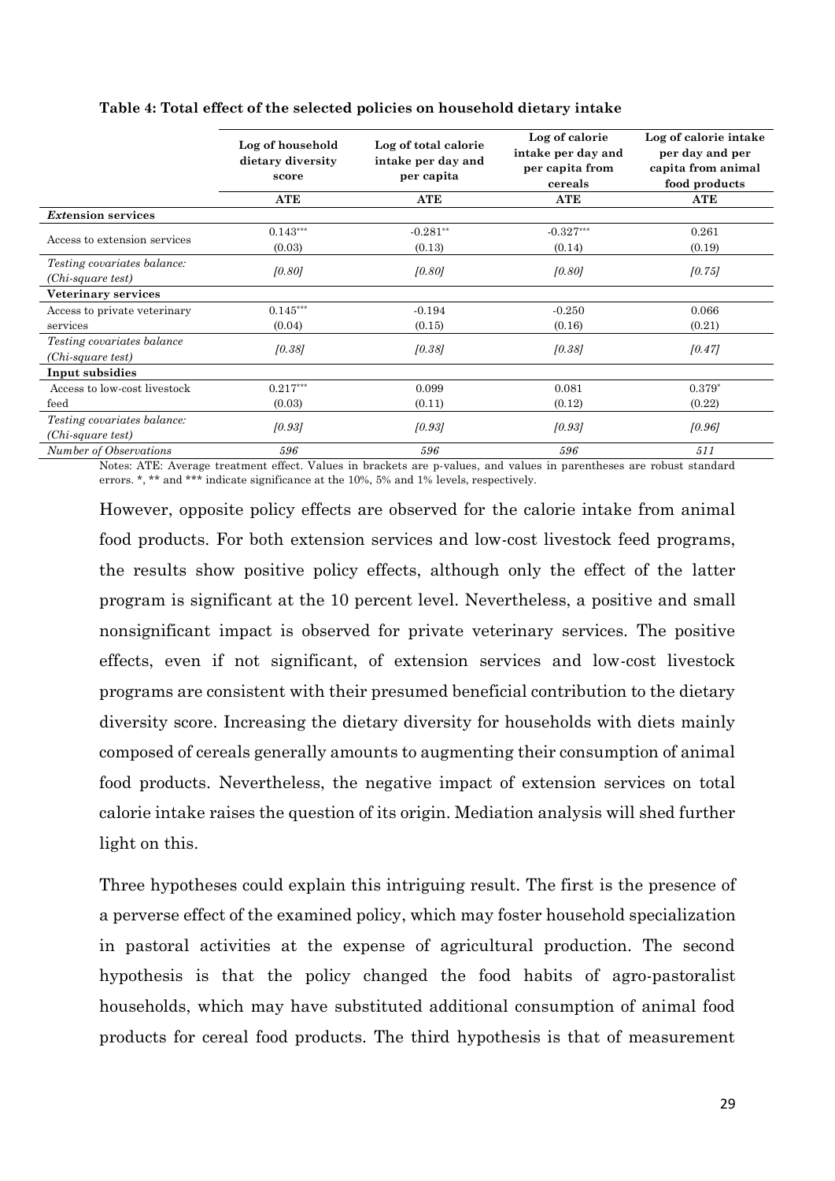**Table 4: Total effect of the selected policies on household dietary intake**

| | Log of household dietary diversity score | Log of total calorie intake per day and per capita | Log of calorie intake per day and per capita from cereals | Log of calorie intake per day and per capita from animal food products |
|---|---|---|---|---|
| | **ATE** | **ATE** | **ATE** | **ATE** |
| ***Ext*ension services** | | | | |
| Access to extension services | 0.143*** | -0.281** | -0.327*** | 0.261 |
| | (0.03) | (0.13) | (0.14) | (0.19) |
| *Testing covariates balance: (Chi-square test)* | *[0.80]* | *[0.80]* | *[0.80]* | *[0.75]* |
| **Veterinary services** | | | | |
| Access to private veterinary services | 0.145*** | -0.194 | -0.250 | 0.066 |
| | (0.04) | (0.15) | (0.16) | (0.21) |
| *Testing covariates balance (Chi-square test)* | *[0.38]* | *[0.38]* | *[0.38]* | *[0.47]* |
| **Input subsidies** | | | | |
| Access to low-cost livestock feed | 0.217*** | 0.099 | 0.081 | 0.379* |
| | (0.03) | (0.11) | (0.12) | (0.22) |
| *Testing covariates balance: (Chi-square test)* | *[0.93]* | *[0.93]* | *[0.93]* | *[0.96]* |
| *Number of Observations* | *596* | *596* | *596* | *511* |

Notes: ATE: Average treatment effect. Values in brackets are p-values, and values in parentheses are robust standard errors. *, ** and *** indicate significance at the 10%, 5% and 1% levels, respectively.

However, opposite policy effects are observed for the calorie intake from animal food products. For both extension services and low-cost livestock feed programs, the results show positive policy effects, although only the effect of the latter program is significant at the 10 percent level. Nevertheless, a positive and small nonsignificant impact is observed for private veterinary services. The positive effects, even if not significant, of extension services and low-cost livestock programs are consistent with their presumed beneficial contribution to the dietary diversity score. Increasing the dietary diversity for households with diets mainly composed of cereals generally amounts to augmenting their consumption of animal food products. Nevertheless, the negative impact of extension services on total calorie intake raises the question of its origin. Mediation analysis will shed further light on this.

Three hypotheses could explain this intriguing result. The first is the presence of a perverse effect of the examined policy, which may foster household specialization in pastoral activities at the expense of agricultural production. The second hypothesis is that the policy changed the food habits of agro-pastoralist households, which may have substituted additional consumption of animal food products for cereal food products. The third hypothesis is that of measurement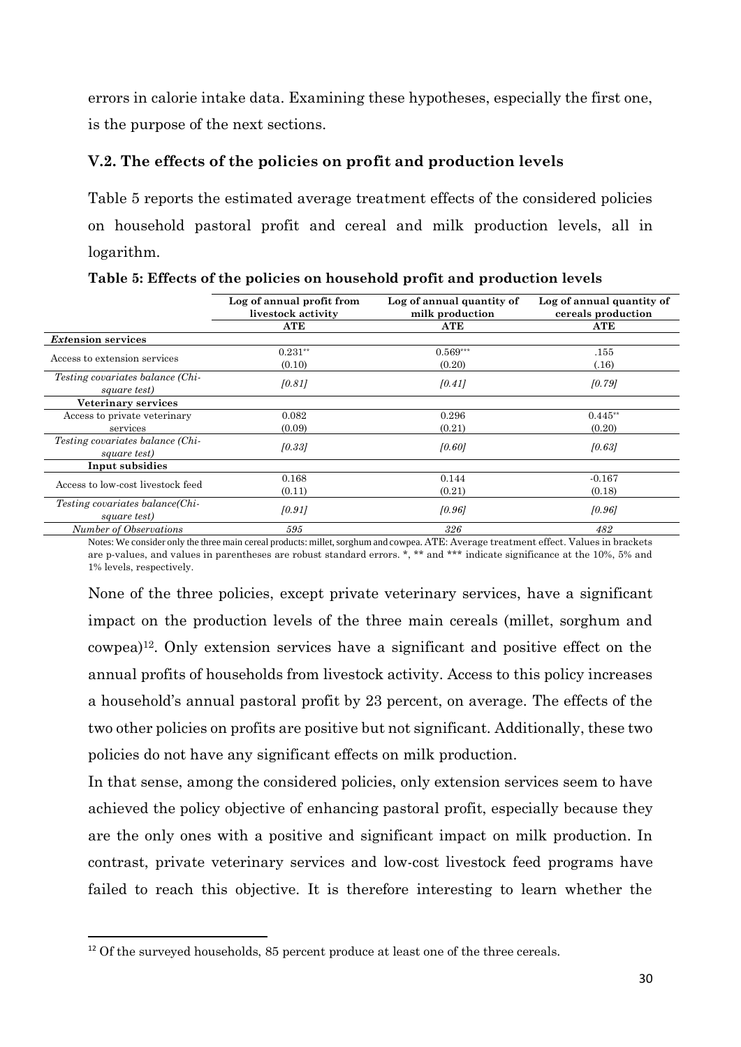errors in calorie intake data. Examining these hypotheses, especially the first one, is the purpose of the next sections.

### V.2. The effects of the policies on profit and production levels

Table 5 reports the estimated average treatment effects of the considered policies on household pastoral profit and cereal and milk production levels, all in logarithm.

**Table 5: Effects of the policies on household profit and production levels**

| | Log of annual profit from livestock activity | Log of annual quantity of milk production | Log of annual quantity of cereals production |
|---|---|---|---|
| | **ATE** | **ATE** | **ATE** |
| ***Ext*ension services** | | | |
| Access to extension services | 0.231** (0.10) | 0.569*** (0.20) | .155 (.16) |
| *Testing covariates balance (Chi-square test)* | *[0.81]* | *[0.41]* | *[0.79]* |
| **Veterinary services** | | | |
| Access to private veterinary services | 0.082 (0.09) | 0.296 (0.21) | 0.445** (0.20) |
| *Testing covariates balance (Chi-square test)* | *[0.33]* | *[0.60]* | *[0.63]* |
| **Input subsidies** | | | |
| Access to low-cost livestock feed | 0.168 (0.11) | 0.144 (0.21) | -0.167 (0.18) |
| *Testing covariates balance(Chi-square test)* | *[0.91]* | *[0.96]* | *[0.96]* |
| *Number of Observations* | *595* | *326* | *482* |

Notes: We consider only the three main cereal products: millet, sorghum and cowpea. ATE: Average treatment effect. Values in brackets are p-values, and values in parentheses are robust standard errors. *, ** and *** indicate significance at the 10%, 5% and 1% levels, respectively.

None of the three policies, except private veterinary services, have a significant impact on the production levels of the three main cereals (millet, sorghum and cowpea)[12]. Only extension services have a significant and positive effect on the annual profits of households from livestock activity. Access to this policy increases a household's annual pastoral profit by 23 percent, on average. The effects of the two other policies on profits are positive but not significant. Additionally, these two policies do not have any significant effects on milk production.

In that sense, among the considered policies, only extension services seem to have achieved the policy objective of enhancing pastoral profit, especially because they are the only ones with a positive and significant impact on milk production. In contrast, private veterinary services and low-cost livestock feed programs have failed to reach this objective. It is therefore interesting to learn whether the

[12] Of the surveyed households, 85 percent produce at least one of the three cereals.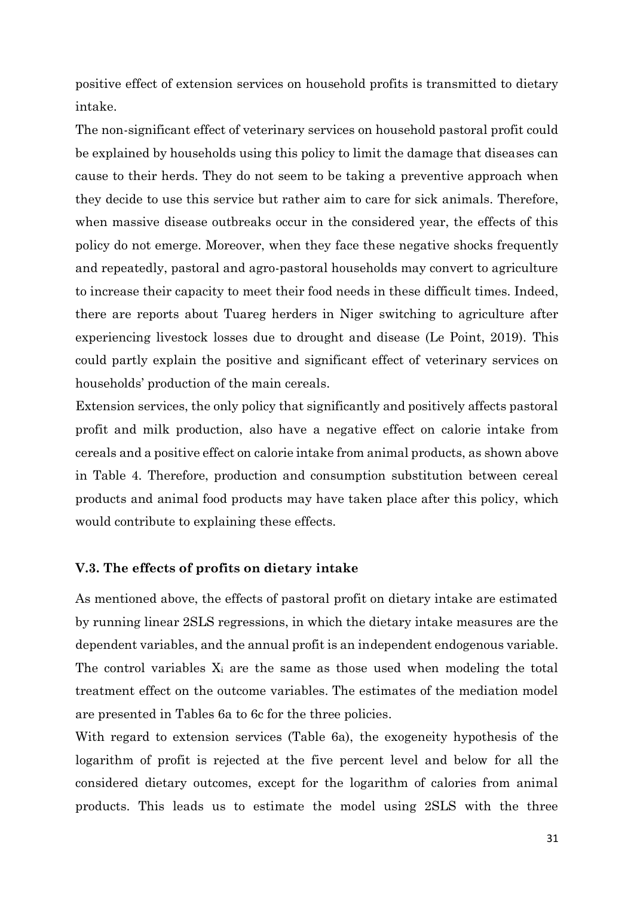positive effect of extension services on household profits is transmitted to dietary intake.

The non-significant effect of veterinary services on household pastoral profit could be explained by households using this policy to limit the damage that diseases can cause to their herds. They do not seem to be taking a preventive approach when they decide to use this service but rather aim to care for sick animals. Therefore, when massive disease outbreaks occur in the considered year, the effects of this policy do not emerge. Moreover, when they face these negative shocks frequently and repeatedly, pastoral and agro-pastoral households may convert to agriculture to increase their capacity to meet their food needs in these difficult times. Indeed, there are reports about Tuareg herders in Niger switching to agriculture after experiencing livestock losses due to drought and disease (Le Point, 2019). This could partly explain the positive and significant effect of veterinary services on households' production of the main cereals.

Extension services, the only policy that significantly and positively affects pastoral profit and milk production, also have a negative effect on calorie intake from cereals and a positive effect on calorie intake from animal products, as shown above in Table 4. Therefore, production and consumption substitution between cereal products and animal food products may have taken place after this policy, which would contribute to explaining these effects.

### V.3. The effects of profits on dietary intake

As mentioned above, the effects of pastoral profit on dietary intake are estimated by running linear 2SLS regressions, in which the dietary intake measures are the dependent variables, and the annual profit is an independent endogenous variable. The control variables $X_i$ are the same as those used when modeling the total treatment effect on the outcome variables. The estimates of the mediation model are presented in Tables 6a to 6c for the three policies.

With regard to extension services (Table 6a), the exogeneity hypothesis of the logarithm of profit is rejected at the five percent level and below for all the considered dietary outcomes, except for the logarithm of calories from animal products. This leads us to estimate the model using 2SLS with the three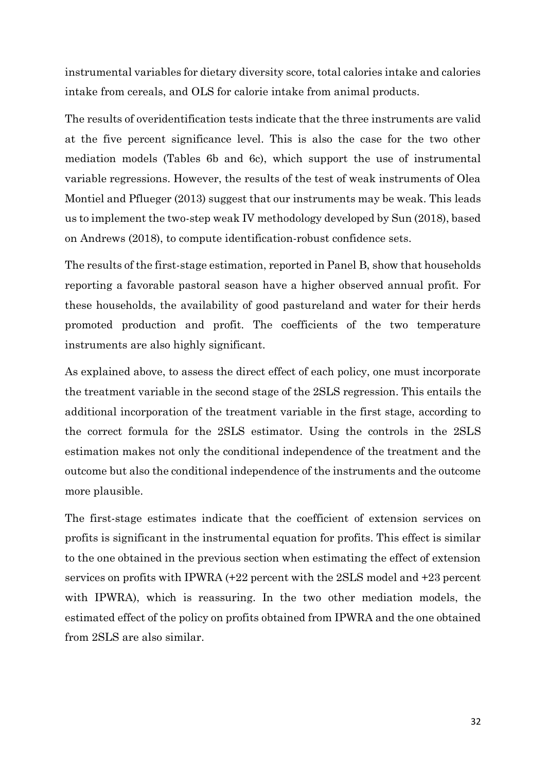instrumental variables for dietary diversity score, total calories intake and calories intake from cereals, and OLS for calorie intake from animal products.

The results of overidentification tests indicate that the three instruments are valid at the five percent significance level. This is also the case for the two other mediation models (Tables 6b and 6c), which support the use of instrumental variable regressions. However, the results of the test of weak instruments of Olea Montiel and Pflueger (2013) suggest that our instruments may be weak. This leads us to implement the two-step weak IV methodology developed by Sun (2018), based on Andrews (2018), to compute identification-robust confidence sets.

The results of the first-stage estimation, reported in Panel B, show that households reporting a favorable pastoral season have a higher observed annual profit. For these households, the availability of good pastureland and water for their herds promoted production and profit. The coefficients of the two temperature instruments are also highly significant.

As explained above, to assess the direct effect of each policy, one must incorporate the treatment variable in the second stage of the 2SLS regression. This entails the additional incorporation of the treatment variable in the first stage, according to the correct formula for the 2SLS estimator. Using the controls in the 2SLS estimation makes not only the conditional independence of the treatment and the outcome but also the conditional independence of the instruments and the outcome more plausible.

The first-stage estimates indicate that the coefficient of extension services on profits is significant in the instrumental equation for profits. This effect is similar to the one obtained in the previous section when estimating the effect of extension services on profits with IPWRA (+22 percent with the 2SLS model and +23 percent with IPWRA), which is reassuring. In the two other mediation models, the estimated effect of the policy on profits obtained from IPWRA and the one obtained from 2SLS are also similar.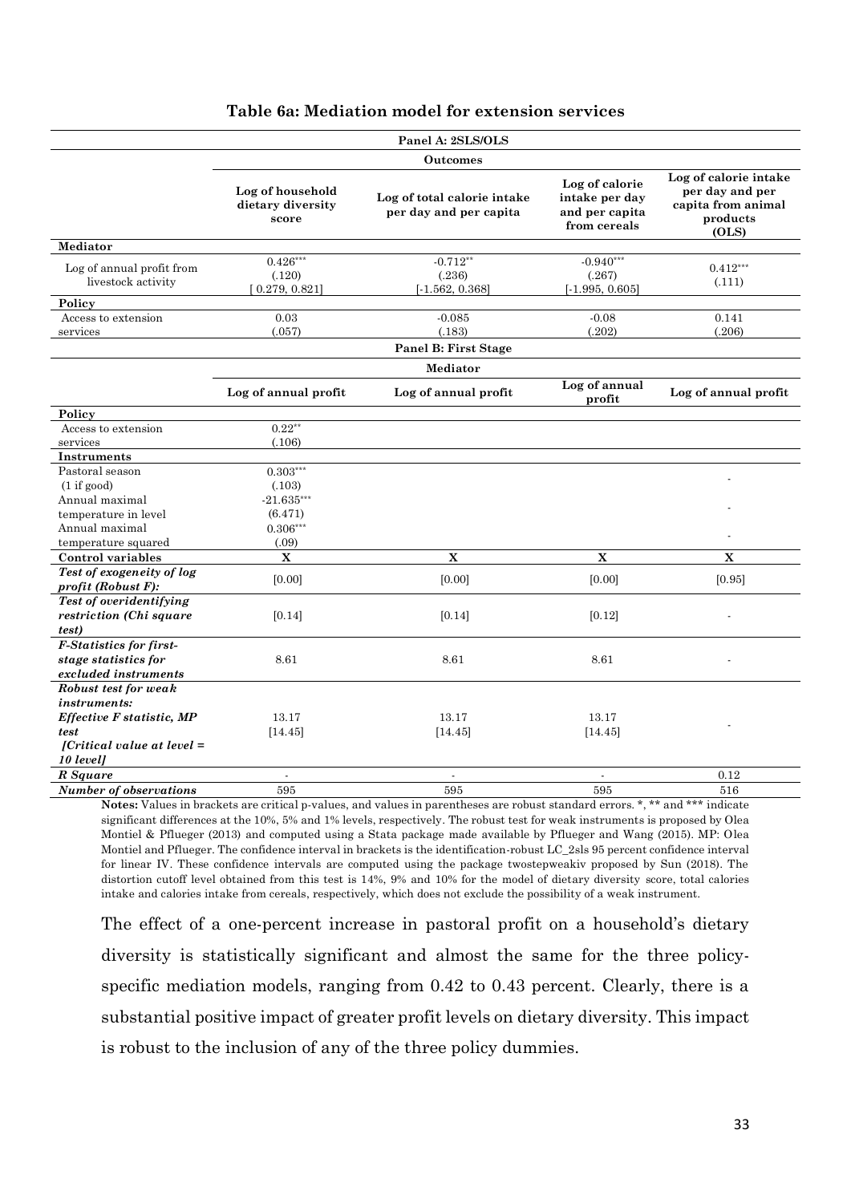**Table 6a: Mediation model for extension services**

| | Panel A: 2SLS/OLS | | | |
|---|---|---|---|---|
| | Outcomes | | | |
| | Log of household dietary diversity score | Log of total calorie intake per day and per capita | Log of calorie intake per day and per capita from cereals | Log of calorie intake per day and per capita from animal products (OLS) |
| **Mediator** | | | | |
| Log of annual profit from livestock activity | 0.426*** (.120) [ 0.279, 0.821] | -0.712** (.236) [-1.562, 0.368] | -0.940*** (.267) [-1.995, 0.605] | 0.412*** (.111) |
| **Policy** | | | | |
| Access to extension services | 0.03 (.057) | -0.085 (.183) | -0.08 (.202) | 0.141 (.206) |
| | **Panel B: First Stage** | | | |
| | Mediator | | | |
| | Log of annual profit | Log of annual profit | Log of annual profit | Log of annual profit |
| **Policy** | | | | |
| Access to extension services | 0.22** (.106) | | | |
| **Instruments** | | | | |
| Pastoral season (1 if good) | 0.303*** (.103) | | | - |
| Annual maximal temperature in level | -21.635*** (6.471) | | | - |
| Annual maximal temperature squared | 0.306*** (.09) | | | - |
| **Control variables** | X | X | X | X |
| ***Test of exogeneity of log profit (Robust F):*** | [0.00] | [0.00] | [0.00] | [0.95] |
| ***Test of overidentifying restriction (Chi square test)*** | [0.14] | [0.14] | [0.12] | - |
| ***F-Statistics for first-stage statistics for excluded instruments*** | 8.61 | 8.61 | 8.61 | - |
| ***Robust test for weak instruments: Effective F statistic, MP test [Critical value at level = 10 level]*** | 13.17 [14.45] | 13.17 [14.45] | 13.17 [14.45] | - |
| ***R Square*** | - | - | - | 0.12 |
| ***Number of observations*** | 595 | 595 | 595 | 516 |

**Notes:** Values in brackets are critical p-values, and values in parentheses are robust standard errors. *, ** and *** indicate significant differences at the 10%, 5% and 1% levels, respectively. The robust test for weak instruments is proposed by Olea Montiel & Pflueger (2013) and computed using a Stata package made available by Pflueger and Wang (2015). MP: Olea Montiel and Pflueger. The confidence interval in brackets is the identification-robust LC_2sls 95 percent confidence interval for linear IV. These confidence intervals are computed using the package twostepweakiv proposed by Sun (2018). The distortion cutoff level obtained from this test is 14%, 9% and 10% for the model of dietary diversity score, total calories intake and calories intake from cereals, respectively, which does not exclude the possibility of a weak instrument.

The effect of a one-percent increase in pastoral profit on a household's dietary diversity is statistically significant and almost the same for the three policy-specific mediation models, ranging from 0.42 to 0.43 percent. Clearly, there is a substantial positive impact of greater profit levels on dietary diversity. This impact is robust to the inclusion of any of the three policy dummies.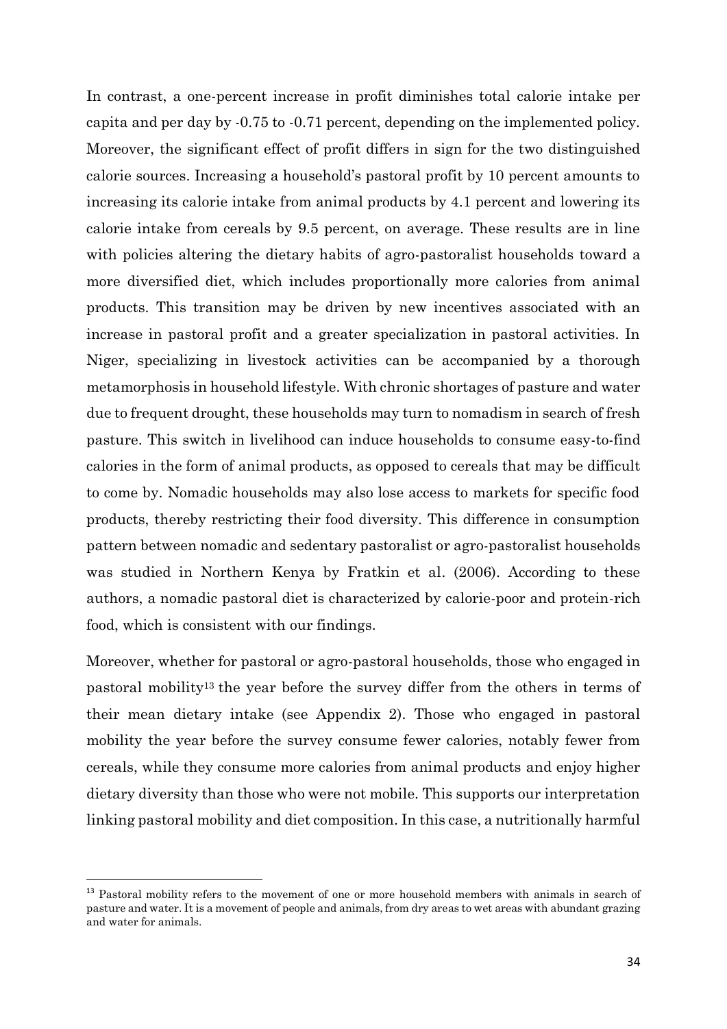In contrast, a one-percent increase in profit diminishes total calorie intake per capita and per day by -0.75 to -0.71 percent, depending on the implemented policy. Moreover, the significant effect of profit differs in sign for the two distinguished calorie sources. Increasing a household's pastoral profit by 10 percent amounts to increasing its calorie intake from animal products by 4.1 percent and lowering its calorie intake from cereals by 9.5 percent, on average. These results are in line with policies altering the dietary habits of agro-pastoralist households toward a more diversified diet, which includes proportionally more calories from animal products. This transition may be driven by new incentives associated with an increase in pastoral profit and a greater specialization in pastoral activities. In Niger, specializing in livestock activities can be accompanied by a thorough metamorphosis in household lifestyle. With chronic shortages of pasture and water due to frequent drought, these households may turn to nomadism in search of fresh pasture. This switch in livelihood can induce households to consume easy-to-find calories in the form of animal products, as opposed to cereals that may be difficult to come by. Nomadic households may also lose access to markets for specific food products, thereby restricting their food diversity. This difference in consumption pattern between nomadic and sedentary pastoralist or agro-pastoralist households was studied in Northern Kenya by Fratkin et al. (2006). According to these authors, a nomadic pastoral diet is characterized by calorie-poor and protein-rich food, which is consistent with our findings.

Moreover, whether for pastoral or agro-pastoral households, those who engaged in pastoral mobility[13] the year before the survey differ from the others in terms of their mean dietary intake (see Appendix 2). Those who engaged in pastoral mobility the year before the survey consume fewer calories, notably fewer from cereals, while they consume more calories from animal products and enjoy higher dietary diversity than those who were not mobile. This supports our interpretation linking pastoral mobility and diet composition. In this case, a nutritionally harmful

[13] Pastoral mobility refers to the movement of one or more household members with animals in search of pasture and water. It is a movement of people and animals, from dry areas to wet areas with abundant grazing and water for animals.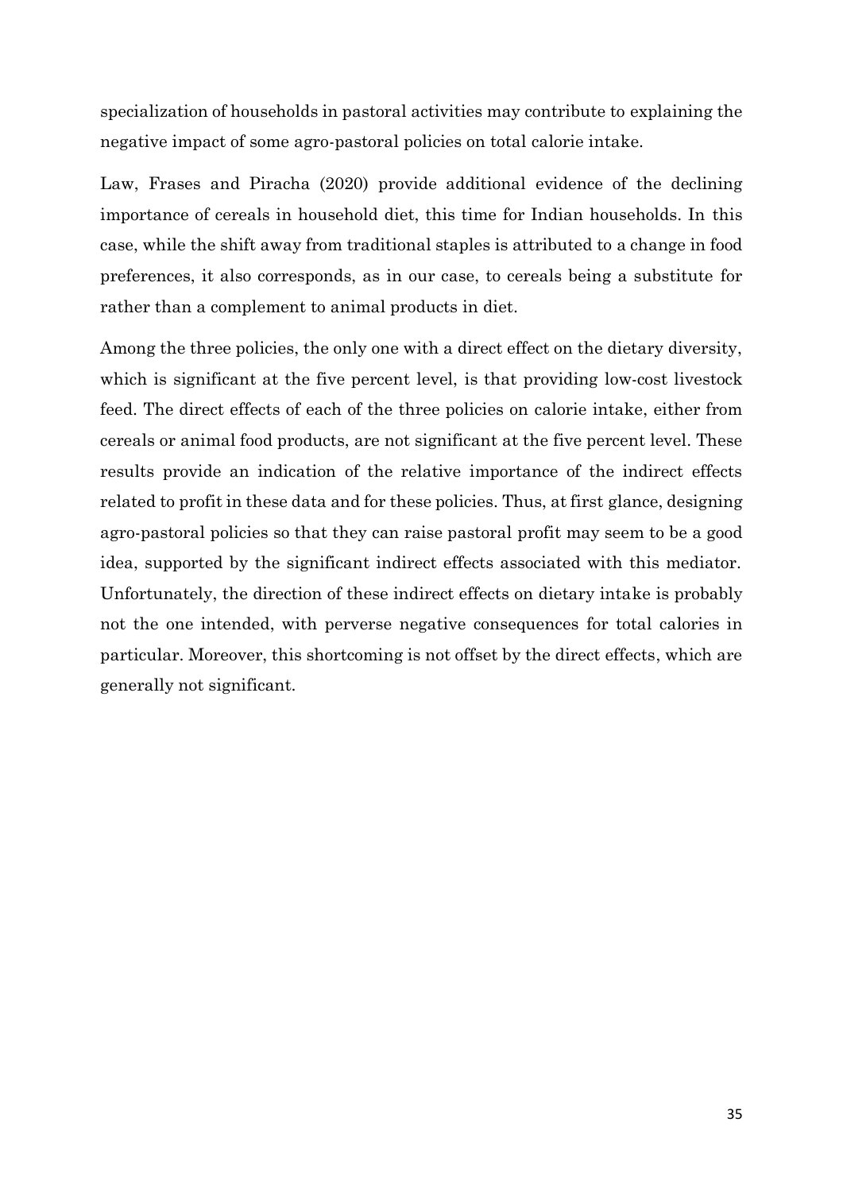specialization of households in pastoral activities may contribute to explaining the negative impact of some agro-pastoral policies on total calorie intake.

Law, Frases and Piracha (2020) provide additional evidence of the declining importance of cereals in household diet, this time for Indian households. In this case, while the shift away from traditional staples is attributed to a change in food preferences, it also corresponds, as in our case, to cereals being a substitute for rather than a complement to animal products in diet.

Among the three policies, the only one with a direct effect on the dietary diversity, which is significant at the five percent level, is that providing low-cost livestock feed. The direct effects of each of the three policies on calorie intake, either from cereals or animal food products, are not significant at the five percent level. These results provide an indication of the relative importance of the indirect effects related to profit in these data and for these policies. Thus, at first glance, designing agro-pastoral policies so that they can raise pastoral profit may seem to be a good idea, supported by the significant indirect effects associated with this mediator. Unfortunately, the direction of these indirect effects on dietary intake is probably not the one intended, with perverse negative consequences for total calories in particular. Moreover, this shortcoming is not offset by the direct effects, which are generally not significant.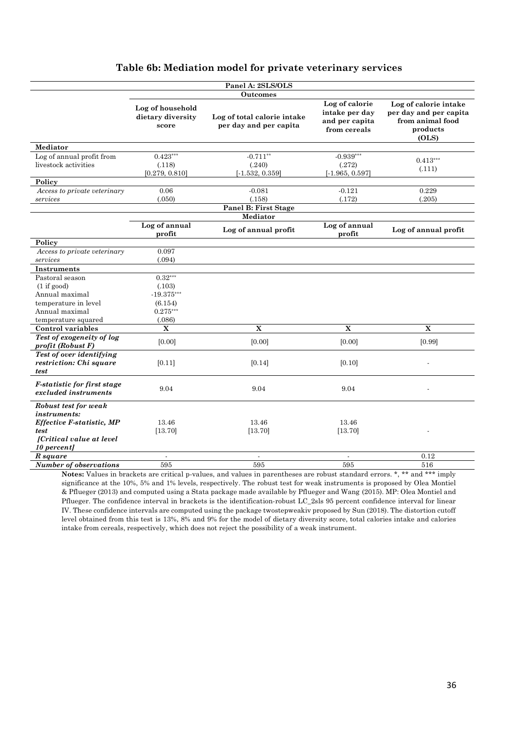## Table 6b: Mediation model for private veterinary services

| | **Panel A: 2SLS/OLS** | | | |
|---|---|---|---|---|
| | **Outcomes** | | | |
| | **Log of household dietary diversity score** | **Log of total calorie intake per day and per capita** | **Log of calorie intake per day and per capita from cereals** | **Log of calorie intake per day and per capita from animal food products (OLS)** |
| **Mediator** | | | | |
| Log of annual profit from livestock activities | 0.423*** (.118) [0.279, 0.810] | -0.711** (.240) [-1.532, 0.359] | -0.939*** (.272) [-1.965, 0.597] | 0.413*** (.111) |
| **Policy** | | | | |
| *Access to private veterinary services* | 0.06 (.050) | -0.081 (.158) | -0.121 (.172) | 0.229 (.205) |
| | **Panel B: First Stage** | | | |
| | **Mediator** | | | |
| | **Log of annual profit** | **Log of annual profit** | **Log of annual profit** | **Log of annual profit** |
| **Policy** | | | | |
| *Access to private veterinary services* | 0.097 (.094) | | | |
| **Instruments** | | | | |
| Pastoral season (1 if good) | 0.32*** (.103) | | | |
| Annual maximal temperature in level | -19.375*** (6.154) | | | |
| Annual maximal temperature squared | 0.275*** (.086) | | | |
| **Control variables** | **X** | **X** | **X** | **X** |
| ***Test of exogeneity of log profit (Robust F)*** | [0.00] | [0.00] | [0.00] | [0.99] |
| ***Test of over identifying restriction: Chi square test*** | [0.11] | [0.14] | [0.10] | - |
| ***F-statistic for first stage excluded instruments*** | 9.04 | 9.04 | 9.04 | - |
| ***Robust test for weak instruments: Effective F-statistic, MP test [Critical value at level 10 percent]*** | 13.46 [13.70] | 13.46 [13.70] | 13.46 [13.70] | - |
| ***R square*** | - | - | - | 0.12 |
| ***Number of observations*** | 595 | 595 | 595 | 516 |

**Notes:** Values in brackets are critical p-values, and values in parentheses are robust standard errors. *, ** and *** imply significance at the 10%, 5% and 1% levels, respectively. The robust test for weak instruments is proposed by Olea Montiel & Pflueger (2013) and computed using a Stata package made available by Pflueger and Wang (2015). MP: Olea Montiel and Pflueger. The confidence interval in brackets is the identification-robust LC_2sls 95 percent confidence interval for linear IV. These confidence intervals are computed using the package twostepweakiv proposed by Sun (2018). The distortion cutoff level obtained from this test is 13%, 8% and 9% for the model of dietary diversity score, total calories intake and calories intake from cereals, respectively, which does not reject the possibility of a weak instrument.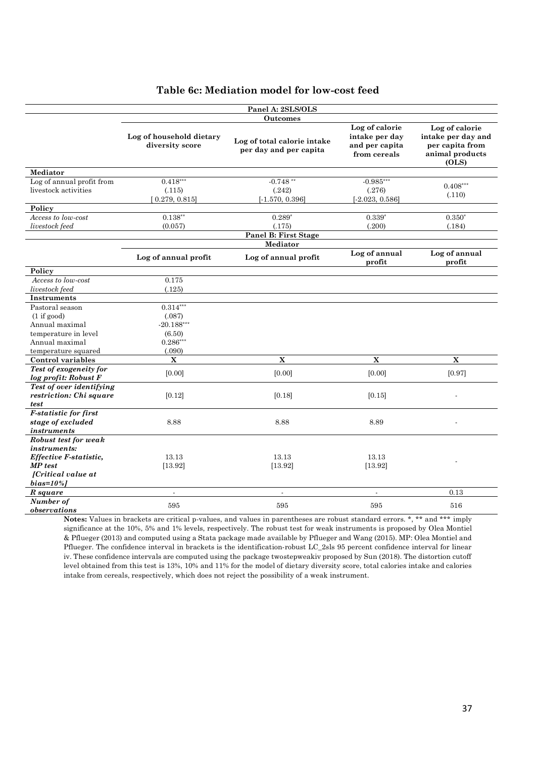## Table 6c: Mediation model for low-cost feed

| | Log of household dietary diversity score | Log of total calorie intake per day and per capita | Log of calorie intake per day and per capita from cereals | Log of calorie intake per day and per capita from animal products (OLS) |
|---|---|---|---|---|
| **Panel A: 2SLS/OLS** | | | | |
| **Outcomes** | | | | |
| **Mediator** | | | | |
| Log of annual profit from livestock activities | $0.418^{***}$ (.115) [ 0.279, 0.815] | $-0.748^{**}$ (.242) [-1.570, 0.396] | $-0.985^{***}$ (.276) [-2.023, 0.586] | $0.408^{***}$ (.110) |
| **Policy** | | | | |
| *Access to low-cost livestock feed* | $0.138^{**}$ (0.057) | $0.289^{*}$ (.175) | $0.339^{*}$ (.200) | $0.350^{*}$ (.184) |
| **Panel B: First Stage** | | | | |
| **Mediator** | Log of annual profit | Log of annual profit | Log of annual profit | Log of annual profit |
| **Policy** | | | | |
| *Access to low-cost livestock feed* | 0.175 (.125) | | | |
| **Instruments** | | | | |
| Pastoral season (1 if good) | $0.314^{***}$ (.087) | | | |
| Annual maximal temperature in level | $-20.188^{***}$ (6.50) | | | |
| Annual maximal temperature squared | $0.286^{***}$ (.090) | | | |
| **Control variables** | X | X | X | X |
| ***Test of exogeneity for log profit: Robust F*** | [0.00] | [0.00] | [0.00] | [0.97] |
| ***Test of over identifying restriction: Chi square test*** | [0.12] | [0.18] | [0.15] | - |
| ***F-statistic for first stage of excluded instruments*** | 8.88 | 8.88 | 8.89 | - |
| ***Robust test for weak instruments: Effective F-statistic, MP test [Critical value at bias=10%]*** | 13.13 [13.92] | 13.13 [13.92] | 13.13 [13.92] | - |
| ***R square*** | - | - | - | 0.13 |
| ***Number of observations*** | 595 | 595 | 595 | 516 |

**Notes:** Values in brackets are critical p-values, and values in parentheses are robust standard errors. *, ** and *** imply significance at the 10%, 5% and 1% levels, respectively. The robust test for weak instruments is proposed by Olea Montiel & Pflueger (2013) and computed using a Stata package made available by Pflueger and Wang (2015). MP: Olea Montiel and Pflueger. The confidence interval in brackets is the identification-robust LC_2sls 95 percent confidence interval for linear iv. These confidence intervals are computed using the package twostepweakiv proposed by Sun (2018). The distortion cutoff level obtained from this test is 13%, 10% and 11% for the model of dietary diversity score, total calories intake and calories intake from cereals, respectively, which does not reject the possibility of a weak instrument.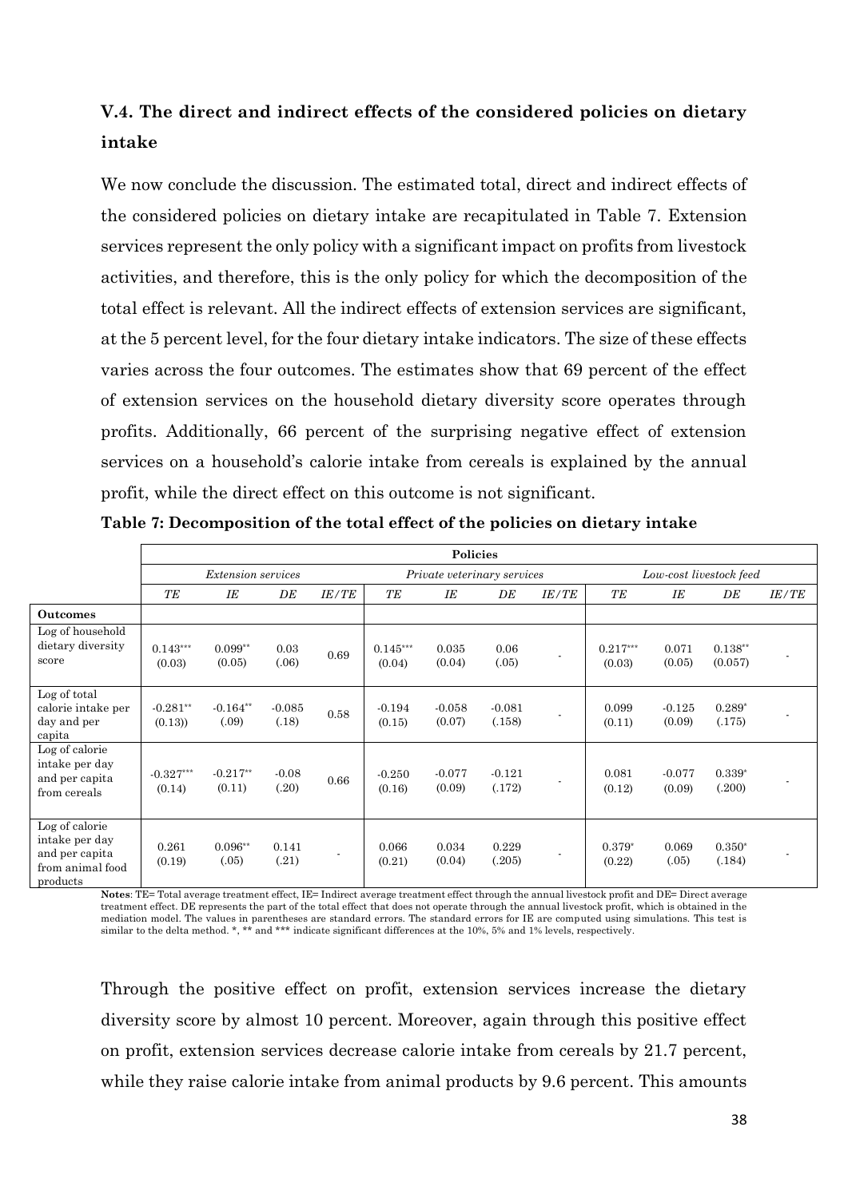### V.4. The direct and indirect effects of the considered policies on dietary intake

We now conclude the discussion. The estimated total, direct and indirect effects of the considered policies on dietary intake are recapitulated in Table 7. Extension services represent the only policy with a significant impact on profits from livestock activities, and therefore, this is the only policy for which the decomposition of the total effect is relevant. All the indirect effects of extension services are significant, at the 5 percent level, for the four dietary intake indicators. The size of these effects varies across the four outcomes. The estimates show that 69 percent of the effect of extension services on the household dietary diversity score operates through profits. Additionally, 66 percent of the surprising negative effect of extension services on a household's calorie intake from cereals is explained by the annual profit, while the direct effect on this outcome is not significant.

**Table 7: Decomposition of the total effect of the policies on dietary intake**

| | **Policies** | | | | | | | | | | | |
|---|---|---|---|---|---|---|---|---|---|---|---|---|
| | *Extension services* | | | | *Private veterinary services* | | | | *Low-cost livestock feed* | | | |
| | *TE* | *IE* | *DE* | *IE/TE* | *TE* | *IE* | *DE* | *IE/TE* | *TE* | *IE* | *DE* | *IE/TE* |
| **Outcomes** | | | | | | | | | | | | |
| Log of household dietary diversity score | 0.143*** (0.03) | 0.099** (0.05) | 0.03 (.06) | 0.69 | 0.145*** (0.04) | 0.035 (0.04) | 0.06 (.05) | - | 0.217*** (0.03) | 0.071 (0.05) | 0.138** (0.057) | - |
| Log of total calorie intake per day and per capita | -0.281** (0.13)) | -0.164** (.09) | -0.085 (.18) | 0.58 | -0.194 (0.15) | -0.058 (0.07) | -0.081 (.158) | - | 0.099 (0.11) | -0.125 (0.09) | 0.289* (.175) | - |
| Log of calorie intake per day and per capita from cereals | -0.327*** (0.14) | -0.217** (0.11) | -0.08 (.20) | 0.66 | -0.250 (0.16) | -0.077 (0.09) | -0.121 (.172) | - | 0.081 (0.12) | -0.077 (0.09) | 0.339* (.200) | - |
| Log of calorie intake per day and per capita from animal food products | 0.261 (0.19) | 0.096** (.05) | 0.141 (.21) | - | 0.066 (0.21) | 0.034 (0.04) | 0.229 (.205) | - | 0.379* (0.22) | 0.069 (.05) | 0.350* (.184) | - |

**Notes**: TE= Total average treatment effect, IE= Indirect average treatment effect through the annual livestock profit and DE= Direct average treatment effect. DE represents the part of the total effect that does not operate through the annual livestock profit, which is obtained in the mediation model. The values in parentheses are standard errors. The standard errors for IE are computed using simulations. This test is similar to the delta method. *, ** and *** indicate significant differences at the 10%, 5% and 1% levels, respectively.

Through the positive effect on profit, extension services increase the dietary diversity score by almost 10 percent. Moreover, again through this positive effect on profit, extension services decrease calorie intake from cereals by 21.7 percent, while they raise calorie intake from animal products by 9.6 percent. This amounts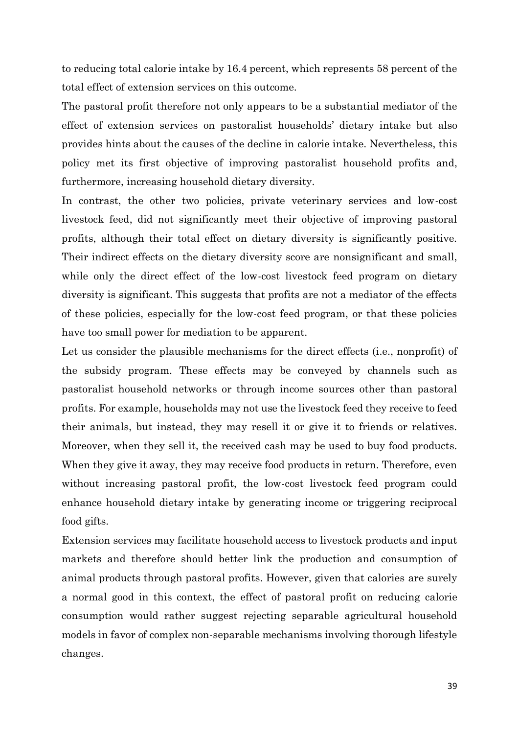to reducing total calorie intake by 16.4 percent, which represents 58 percent of the total effect of extension services on this outcome.

The pastoral profit therefore not only appears to be a substantial mediator of the effect of extension services on pastoralist households' dietary intake but also provides hints about the causes of the decline in calorie intake. Nevertheless, this policy met its first objective of improving pastoralist household profits and, furthermore, increasing household dietary diversity.

In contrast, the other two policies, private veterinary services and low-cost livestock feed, did not significantly meet their objective of improving pastoral profits, although their total effect on dietary diversity is significantly positive. Their indirect effects on the dietary diversity score are nonsignificant and small, while only the direct effect of the low-cost livestock feed program on dietary diversity is significant. This suggests that profits are not a mediator of the effects of these policies, especially for the low-cost feed program, or that these policies have too small power for mediation to be apparent.

Let us consider the plausible mechanisms for the direct effects (i.e., nonprofit) of the subsidy program. These effects may be conveyed by channels such as pastoralist household networks or through income sources other than pastoral profits. For example, households may not use the livestock feed they receive to feed their animals, but instead, they may resell it or give it to friends or relatives. Moreover, when they sell it, the received cash may be used to buy food products. When they give it away, they may receive food products in return. Therefore, even without increasing pastoral profit, the low-cost livestock feed program could enhance household dietary intake by generating income or triggering reciprocal food gifts.

Extension services may facilitate household access to livestock products and input markets and therefore should better link the production and consumption of animal products through pastoral profits. However, given that calories are surely a normal good in this context, the effect of pastoral profit on reducing calorie consumption would rather suggest rejecting separable agricultural household models in favor of complex non-separable mechanisms involving thorough lifestyle changes.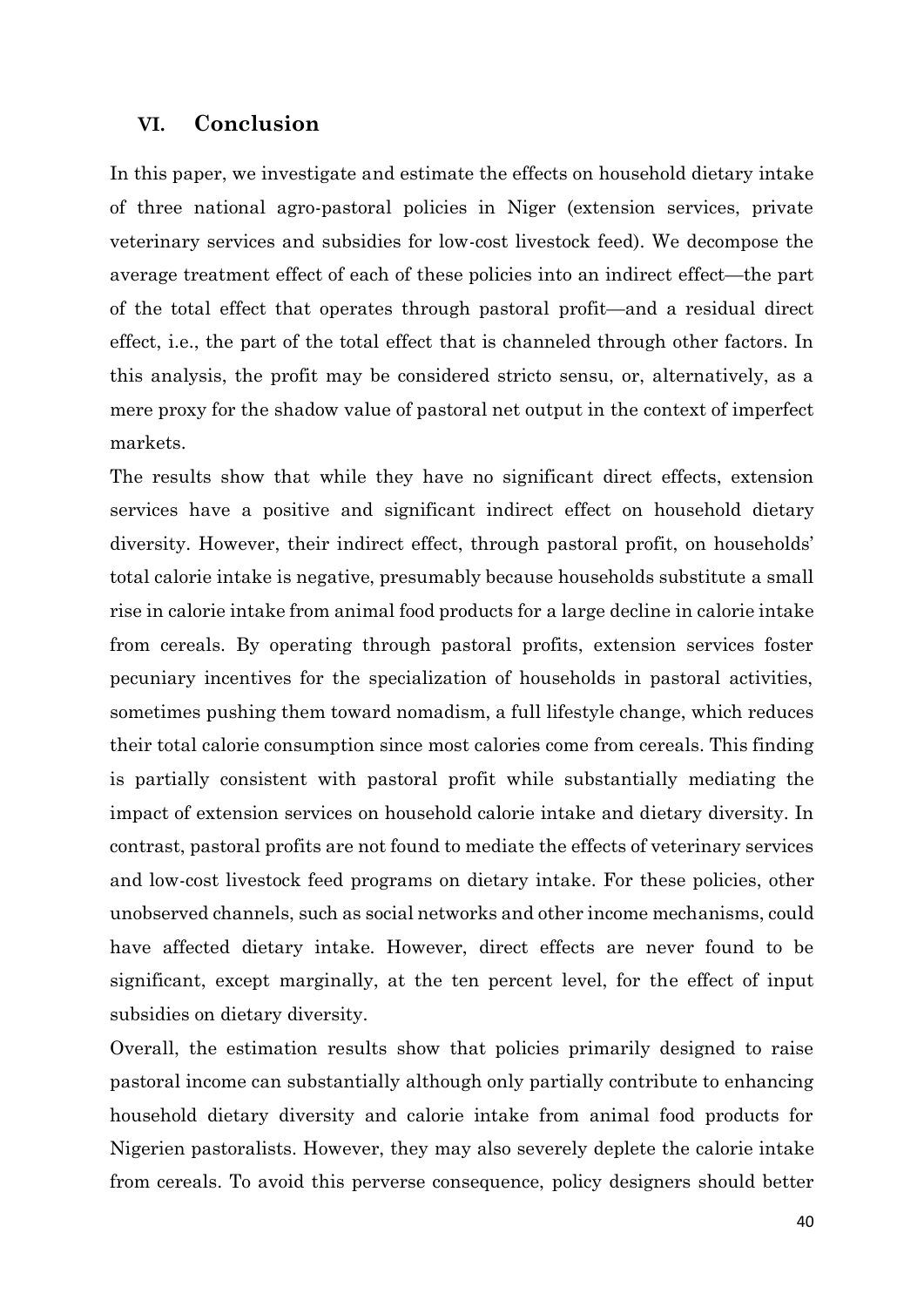## VI. Conclusion

In this paper, we investigate and estimate the effects on household dietary intake of three national agro-pastoral policies in Niger (extension services, private veterinary services and subsidies for low-cost livestock feed). We decompose the average treatment effect of each of these policies into an indirect effect—the part of the total effect that operates through pastoral profit—and a residual direct effect, i.e., the part of the total effect that is channeled through other factors. In this analysis, the profit may be considered stricto sensu, or, alternatively, as a mere proxy for the shadow value of pastoral net output in the context of imperfect markets.

The results show that while they have no significant direct effects, extension services have a positive and significant indirect effect on household dietary diversity. However, their indirect effect, through pastoral profit, on households' total calorie intake is negative, presumably because households substitute a small rise in calorie intake from animal food products for a large decline in calorie intake from cereals. By operating through pastoral profits, extension services foster pecuniary incentives for the specialization of households in pastoral activities, sometimes pushing them toward nomadism, a full lifestyle change, which reduces their total calorie consumption since most calories come from cereals. This finding is partially consistent with pastoral profit while substantially mediating the impact of extension services on household calorie intake and dietary diversity. In contrast, pastoral profits are not found to mediate the effects of veterinary services and low-cost livestock feed programs on dietary intake. For these policies, other unobserved channels, such as social networks and other income mechanisms, could have affected dietary intake. However, direct effects are never found to be significant, except marginally, at the ten percent level, for the effect of input subsidies on dietary diversity.

Overall, the estimation results show that policies primarily designed to raise pastoral income can substantially although only partially contribute to enhancing household dietary diversity and calorie intake from animal food products for Nigerien pastoralists. However, they may also severely deplete the calorie intake from cereals. To avoid this perverse consequence, policy designers should better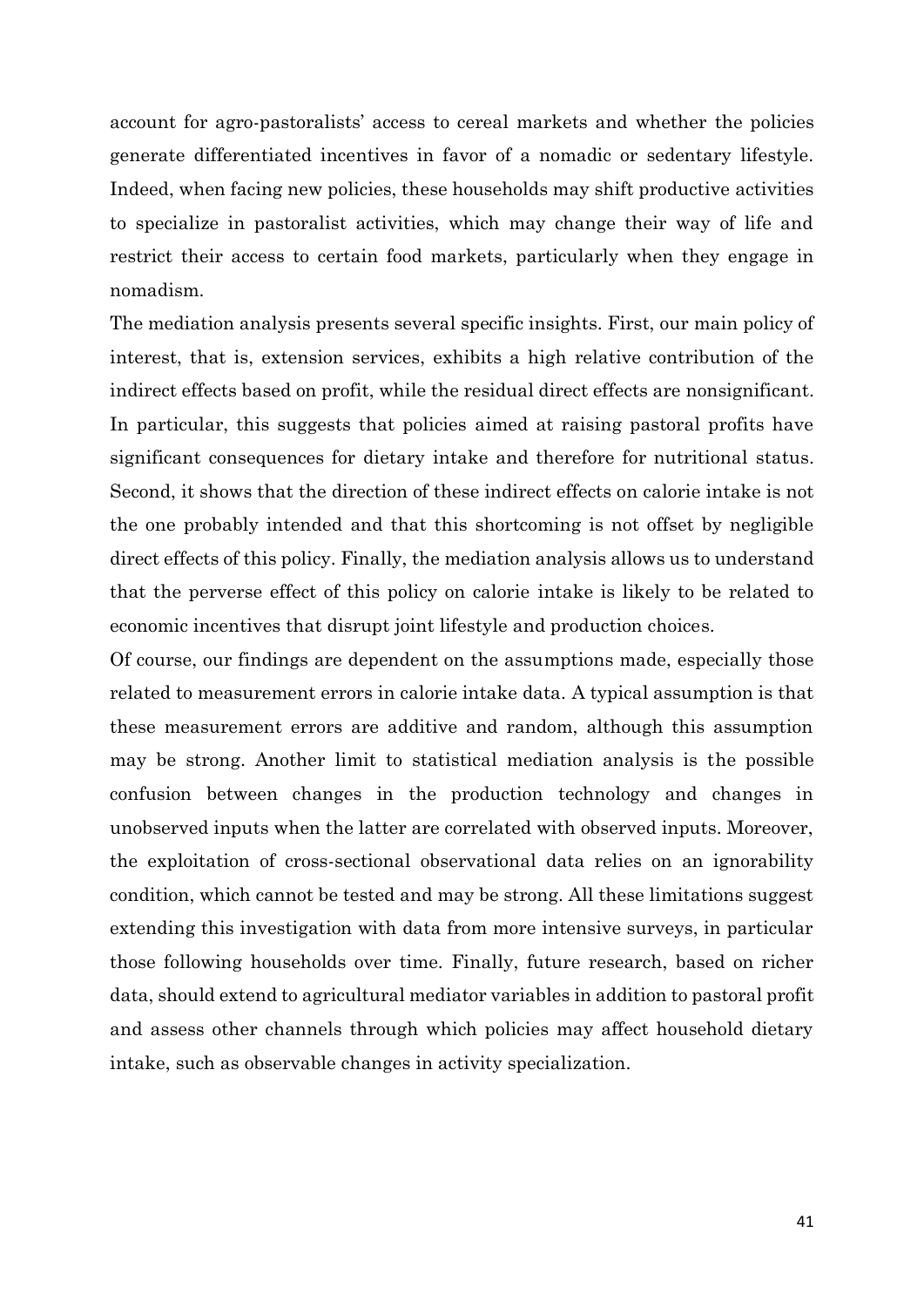account for agro-pastoralists' access to cereal markets and whether the policies generate differentiated incentives in favor of a nomadic or sedentary lifestyle. Indeed, when facing new policies, these households may shift productive activities to specialize in pastoralist activities, which may change their way of life and restrict their access to certain food markets, particularly when they engage in nomadism.

The mediation analysis presents several specific insights. First, our main policy of interest, that is, extension services, exhibits a high relative contribution of the indirect effects based on profit, while the residual direct effects are nonsignificant. In particular, this suggests that policies aimed at raising pastoral profits have significant consequences for dietary intake and therefore for nutritional status. Second, it shows that the direction of these indirect effects on calorie intake is not the one probably intended and that this shortcoming is not offset by negligible direct effects of this policy. Finally, the mediation analysis allows us to understand that the perverse effect of this policy on calorie intake is likely to be related to economic incentives that disrupt joint lifestyle and production choices.

Of course, our findings are dependent on the assumptions made, especially those related to measurement errors in calorie intake data. A typical assumption is that these measurement errors are additive and random, although this assumption may be strong. Another limit to statistical mediation analysis is the possible confusion between changes in the production technology and changes in unobserved inputs when the latter are correlated with observed inputs. Moreover, the exploitation of cross-sectional observational data relies on an ignorability condition, which cannot be tested and may be strong. All these limitations suggest extending this investigation with data from more intensive surveys, in particular those following households over time. Finally, future research, based on richer data, should extend to agricultural mediator variables in addition to pastoral profit and assess other channels through which policies may affect household dietary intake, such as observable changes in activity specialization.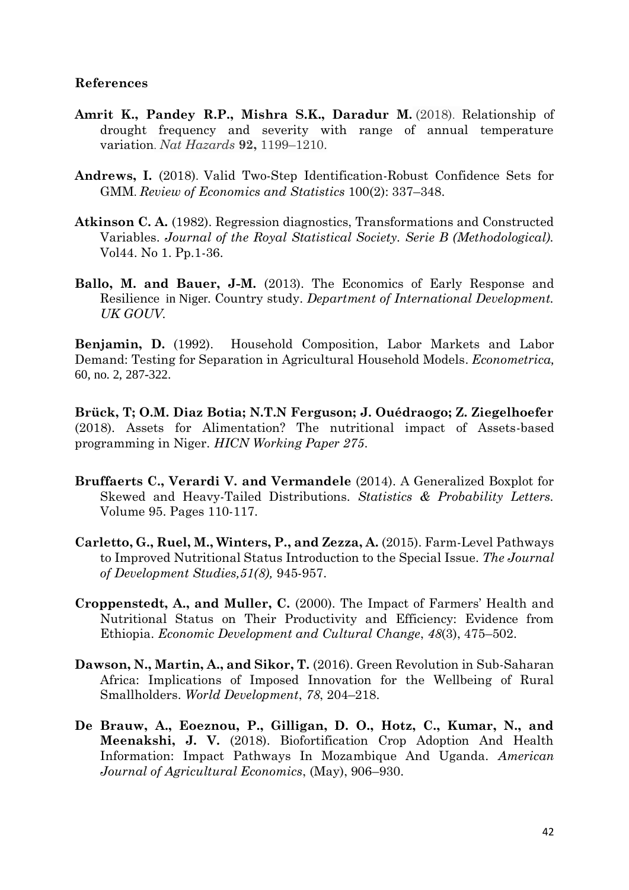**References**

**Amrit K., Pandey R.P., Mishra S.K., Daradur M.** (2018). Relationship of drought frequency and severity with range of annual temperature variation. *Nat Hazards* **92,** 1199–1210.

**Andrews, I.** (2018). Valid Two-Step Identification-Robust Confidence Sets for GMM. *Review of Economics and Statistics* 100(2): 337–348.

**Atkinson C. A.** (1982). Regression diagnostics, Transformations and Constructed Variables. *Journal of the Royal Statistical Society. Serie B (Methodological).* Vol44. No 1. Pp.1-36.

**Ballo, M. and Bauer, J-M.** (2013). The Economics of Early Response and Resilience in Niger. Country study. *Department of International Development. UK GOUV.*

**Benjamin, D.** (1992). Household Composition, Labor Markets and Labor Demand: Testing for Separation in Agricultural Household Models. *Econometrica,* 60, no. 2, 287-322.

**Brück, T; O.M. Diaz Botia; N.T.N Ferguson; J. Ouédraogo; Z. Ziegelhoefer** (2018). Assets for Alimentation? The nutritional impact of Assets-based programming in Niger. *HICN Working Paper 275*.

**Bruffaerts C., Verardi V. and Vermandele** (2014). A Generalized Boxplot for Skewed and Heavy-Tailed Distributions. *Statistics & Probability Letters.* Volume 95. Pages 110-117.

**Carletto, G., Ruel, M., Winters, P., and Zezza, A.** (2015). Farm-Level Pathways to Improved Nutritional Status Introduction to the Special Issue. *The Journal of Development Studies,51(8),* 945-957.

**Croppenstedt, A., and Muller, C.** (2000). The Impact of Farmers' Health and Nutritional Status on Their Productivity and Efficiency: Evidence from Ethiopia. *Economic Development and Cultural Change*, *48*(3), 475–502.

**Dawson, N., Martin, A., and Sikor, T.** (2016). Green Revolution in Sub-Saharan Africa: Implications of Imposed Innovation for the Wellbeing of Rural Smallholders. *World Development*, *78*, 204–218.

**De Brauw, A., Eoeznou, P., Gilligan, D. O., Hotz, C., Kumar, N., and Meenakshi, J. V.** (2018). Biofortification Crop Adoption And Health Information: Impact Pathways In Mozambique And Uganda. *American Journal of Agricultural Economics*, (May), 906–930.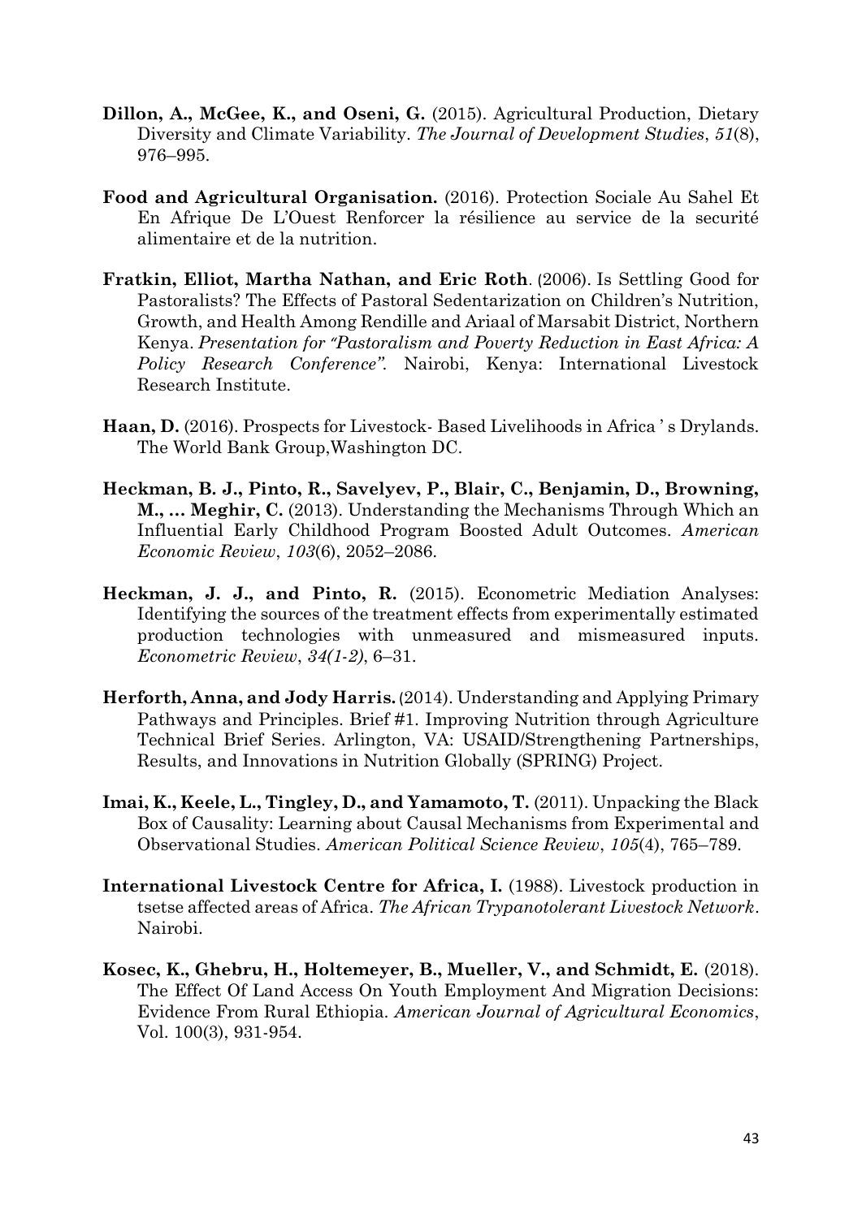**Dillon, A., McGee, K., and Oseni, G.** (2015). Agricultural Production, Dietary Diversity and Climate Variability. *The Journal of Development Studies*, *51*(8), 976–995.

**Food and Agricultural Organisation.** (2016). Protection Sociale Au Sahel Et En Afrique De L'Ouest Renforcer la résilience au service de la securité alimentaire et de la nutrition.

**Fratkin, Elliot, Martha Nathan, and Eric Roth**. (2006). Is Settling Good for Pastoralists? The Effects of Pastoral Sedentarization on Children's Nutrition, Growth, and Health Among Rendille and Ariaal of Marsabit District, Northern Kenya. *Presentation for "Pastoralism and Poverty Reduction in East Africa: A Policy Research Conference".* Nairobi, Kenya: International Livestock Research Institute.

**Haan, D.** (2016). Prospects for Livestock- Based Livelihoods in Africa ' s Drylands. The World Bank Group,Washington DC.

**Heckman, B. J., Pinto, R., Savelyev, P., Blair, C., Benjamin, D., Browning, M., … Meghir, C.** (2013). Understanding the Mechanisms Through Which an Influential Early Childhood Program Boosted Adult Outcomes. *American Economic Review*, *103*(6), 2052–2086.

**Heckman, J. J., and Pinto, R.** (2015). Econometric Mediation Analyses: Identifying the sources of the treatment effects from experimentally estimated production technologies with unmeasured and mismeasured inputs. *Econometric Review*, *34(1-2)*, 6–31.

**Herforth, Anna, and Jody Harris.** (2014). Understanding and Applying Primary Pathways and Principles. Brief #1. Improving Nutrition through Agriculture Technical Brief Series. Arlington, VA: USAID/Strengthening Partnerships, Results, and Innovations in Nutrition Globally (SPRING) Project.

**Imai, K., Keele, L., Tingley, D., and Yamamoto, T.** (2011). Unpacking the Black Box of Causality: Learning about Causal Mechanisms from Experimental and Observational Studies. *American Political Science Review*, *105*(4), 765–789.

**International Livestock Centre for Africa, I.** (1988). Livestock production in tsetse affected areas of Africa. *The African Trypanotolerant Livestock Network*. Nairobi.

**Kosec, K., Ghebru, H., Holtemeyer, B., Mueller, V., and Schmidt, E.** (2018). The Effect Of Land Access On Youth Employment And Migration Decisions: Evidence From Rural Ethiopia. *American Journal of Agricultural Economics*, Vol. 100(3), 931-954.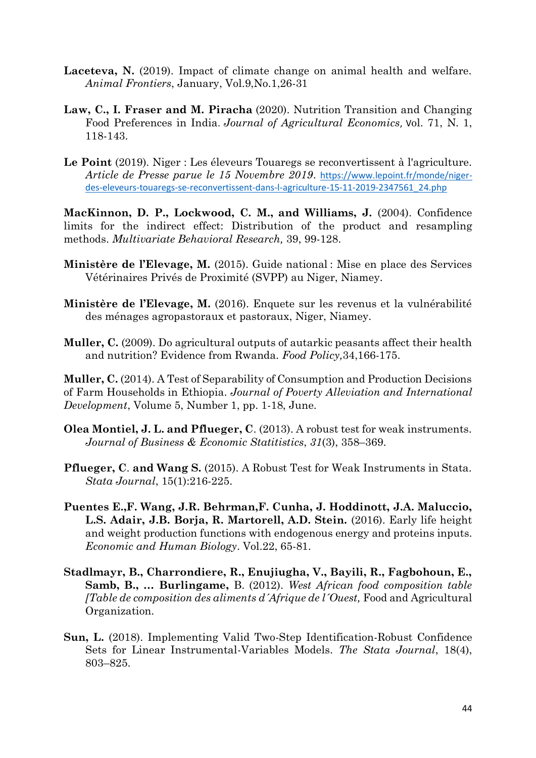**Laceteva, N.** (2019). Impact of climate change on animal health and welfare. *Animal Frontiers*, January, Vol.9,No.1,26-31

**Law, C., I. Fraser and M. Piracha** (2020). Nutrition Transition and Changing Food Preferences in India. *Journal of Agricultural Economics,* Vol. 71, N. 1, 118-143.

**Le Point** (2019). Niger : Les éleveurs Touaregs se reconvertissent à l'agriculture. *Article de Presse parue le 15 Novembre 2019*. https://www.lepoint.fr/monde/niger-des-eleveurs-touaregs-se-reconvertissent-dans-l-agriculture-15-11-2019-2347561_24.php

**MacKinnon, D. P., Lockwood, C. M., and Williams, J.** (2004). Confidence limits for the indirect effect: Distribution of the product and resampling methods. *Multivariate Behavioral Research,* 39, 99-128.

**Ministère de l'Elevage, M.** (2015). Guide national : Mise en place des Services Vétérinaires Privés de Proximité (SVPP) au Niger, Niamey.

**Ministère de l'Elevage, M.** (2016). Enquete sur les revenus et la vulnérabilité des ménages agropastoraux et pastoraux, Niger, Niamey.

**Muller, C.** (2009). Do agricultural outputs of autarkic peasants affect their health and nutrition? Evidence from Rwanda. *Food Policy,*34,166-175.

**Muller, C.** (2014). A Test of Separability of Consumption and Production Decisions of Farm Households in Ethiopia. *Journal of Poverty Alleviation and International Development*, Volume 5, Number 1, pp. 1-18, June.

**Olea Montiel, J. L. and Pflueger, C**. (2013). A robust test for weak instruments. *Journal of Business & Economic Statitistics*, *31*(3), 358–369.

**Pflueger, C**. **and Wang S.** (2015). A Robust Test for Weak Instruments in Stata. *Stata Journal*, 15(1):216-225.

**Puentes E.,F. Wang, J.R. Behrman,F. Cunha, J. Hoddinott, J.A. Maluccio, L.S. Adair, J.B. Borja, R. Martorell, A.D. Stein.** (2016). Early life height and weight production functions with endogenous energy and proteins inputs. *Economic and Human Biology*. Vol.22, 65-81.

**Stadlmayr, B., Charrondiere, R., Enujiugha, V., Bayili, R., Fagbohoun, E., Samb, B., ... Burlingame,** B. (2012). *West African food composition table [Table de composition des aliments d´Afrique de l´Ouest,* Food and Agricultural Organization.

**Sun, L.** (2018). Implementing Valid Two-Step Identification-Robust Confidence Sets for Linear Instrumental-Variables Models. *The Stata Journal*, 18(4), 803–825.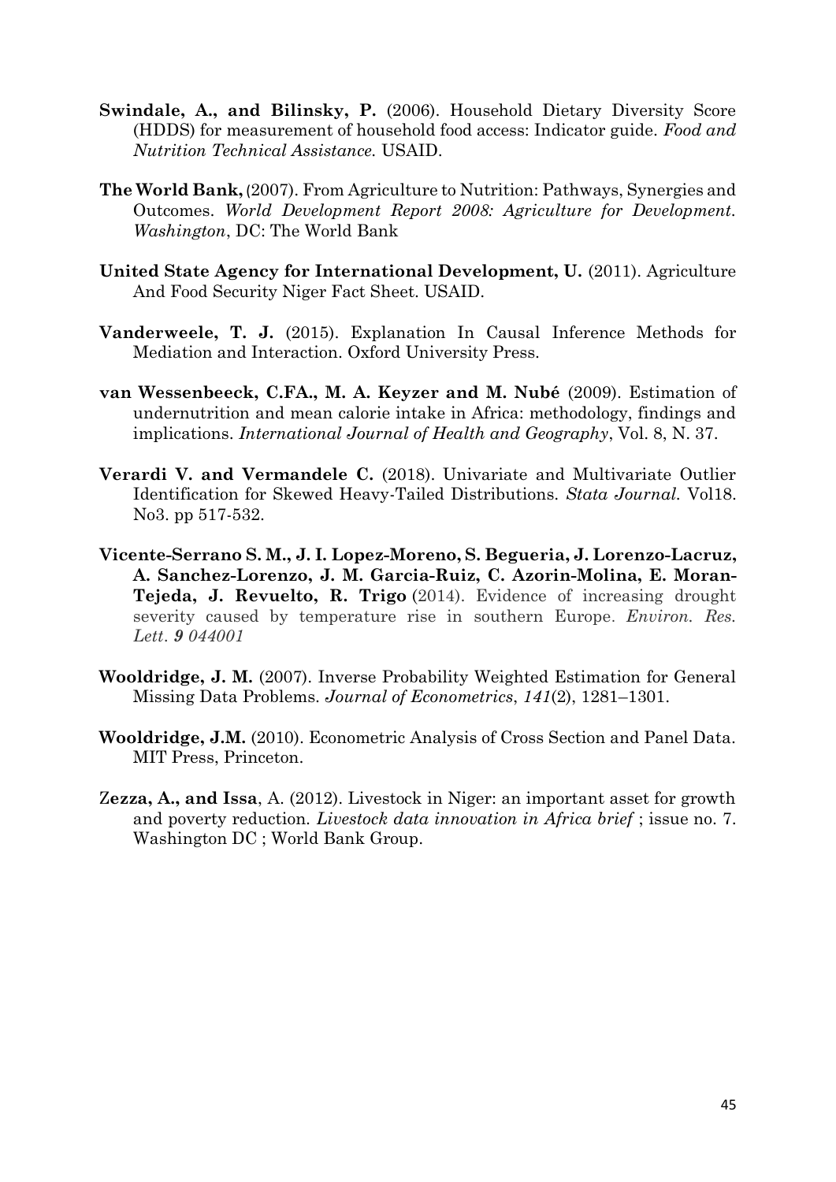**Swindale, A., and Bilinsky, P.** (2006). Household Dietary Diversity Score (HDDS) for measurement of household food access: Indicator guide. *Food and Nutrition Technical Assistance.* USAID.

**The World Bank,** (2007). From Agriculture to Nutrition: Pathways, Synergies and Outcomes. *World Development Report 2008: Agriculture for Development. Washington*, DC: The World Bank

**United State Agency for International Development, U.** (2011). Agriculture And Food Security Niger Fact Sheet. USAID.

**Vanderweele, T. J.** (2015). Explanation In Causal Inference Methods for Mediation and Interaction. Oxford University Press.

**van Wessenbeeck, C.FA., M. A. Keyzer and M. Nubé** (2009). Estimation of undernutrition and mean calorie intake in Africa: methodology, findings and implications. *International Journal of Health and Geography*, Vol. 8, N. 37.

**Verardi V. and Vermandele C.** (2018). Univariate and Multivariate Outlier Identification for Skewed Heavy-Tailed Distributions. *Stata Journal.* Vol18. No3. pp 517-532.

**Vicente-Serrano S. M., J. I. Lopez-Moreno, S. Begueria, J. Lorenzo-Lacruz, A. Sanchez-Lorenzo, J. M. Garcia-Ruiz, C. Azorin-Molina, E. Moran-Tejeda, J. Revuelto, R. Trigo** (2014). Evidence of increasing drought severity caused by temperature rise in southern Europe. *Environ. Res. Lett*. ***9*** *044001*

**Wooldridge, J. M.** (2007). Inverse Probability Weighted Estimation for General Missing Data Problems. *Journal of Econometrics*, *141*(2), 1281–1301.

**Wooldridge, J.M.** (2010). Econometric Analysis of Cross Section and Panel Data. MIT Press, Princeton.

**Zezza, A., and Issa**, A. (2012). Livestock in Niger: an important asset for growth and poverty reduction. *Livestock data innovation in Africa brief* ; issue no. 7. Washington DC ; World Bank Group.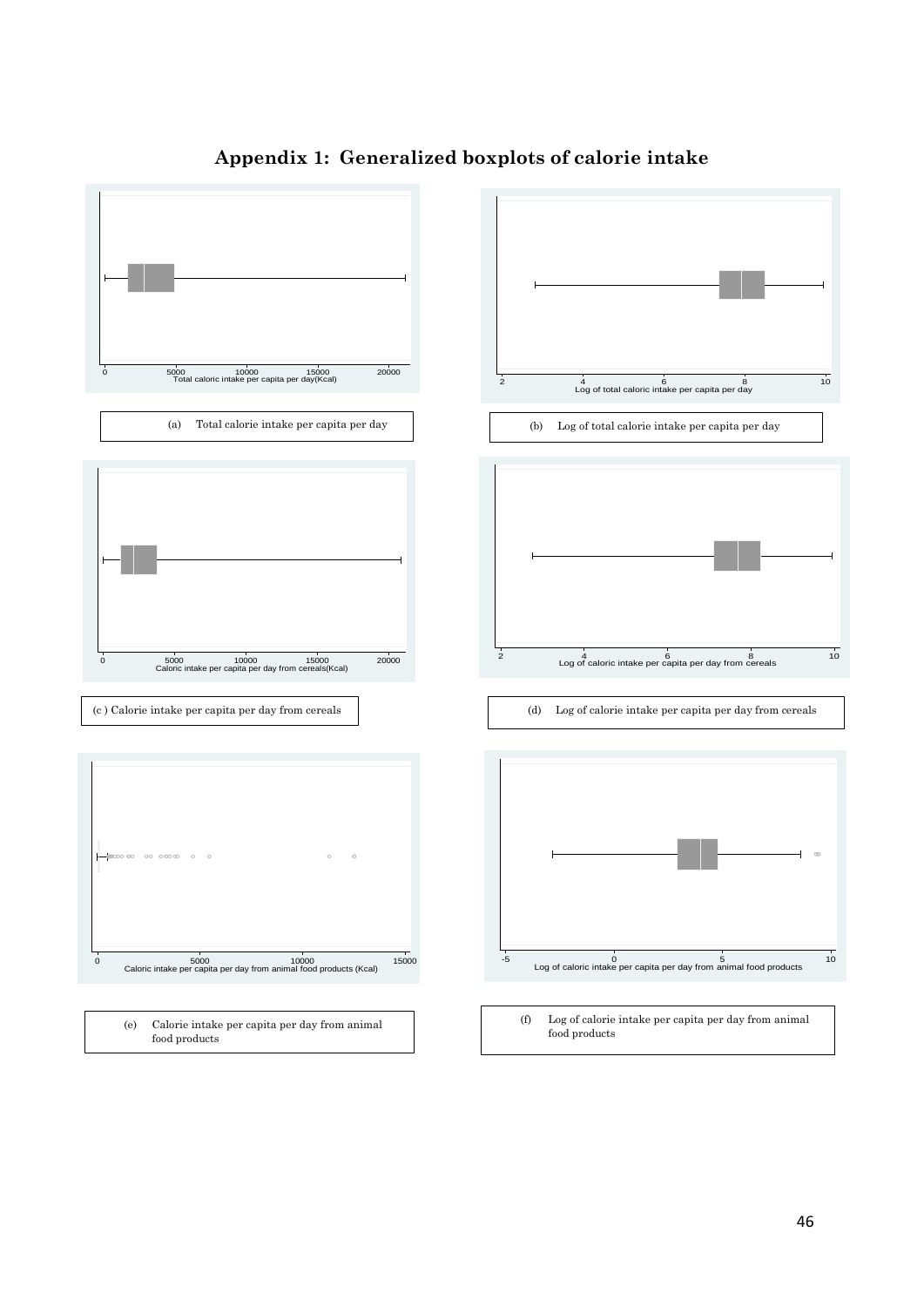## Appendix 1: Generalized boxplots of calorie intake

0 5000 10000 15000 20000
Total caloric intake per capita per day(Kcal)

(a) Total calorie intake per capita per day

2 4 6 8 10
Log of total caloric intake per capita per day

(b) Log of total calorie intake per capita per day

0 5000 10000 15000 20000
Caloric intake per capita per day from cereals(Kcal)

(c ) Calorie intake per capita per day from cereals

2 4 6 8 10
Log of caloric intake per capita per day from cereals

(d) Log of calorie intake per capita per day from cereals

0 5000 10000 15000
Caloric intake per capita per day from animal food products (Kcal)

(e) Calorie intake per capita per day from animal food products

-5 0 5 10
Log of caloric intake per capita per day from animal food products

(f) Log of calorie intake per capita per day from animal food products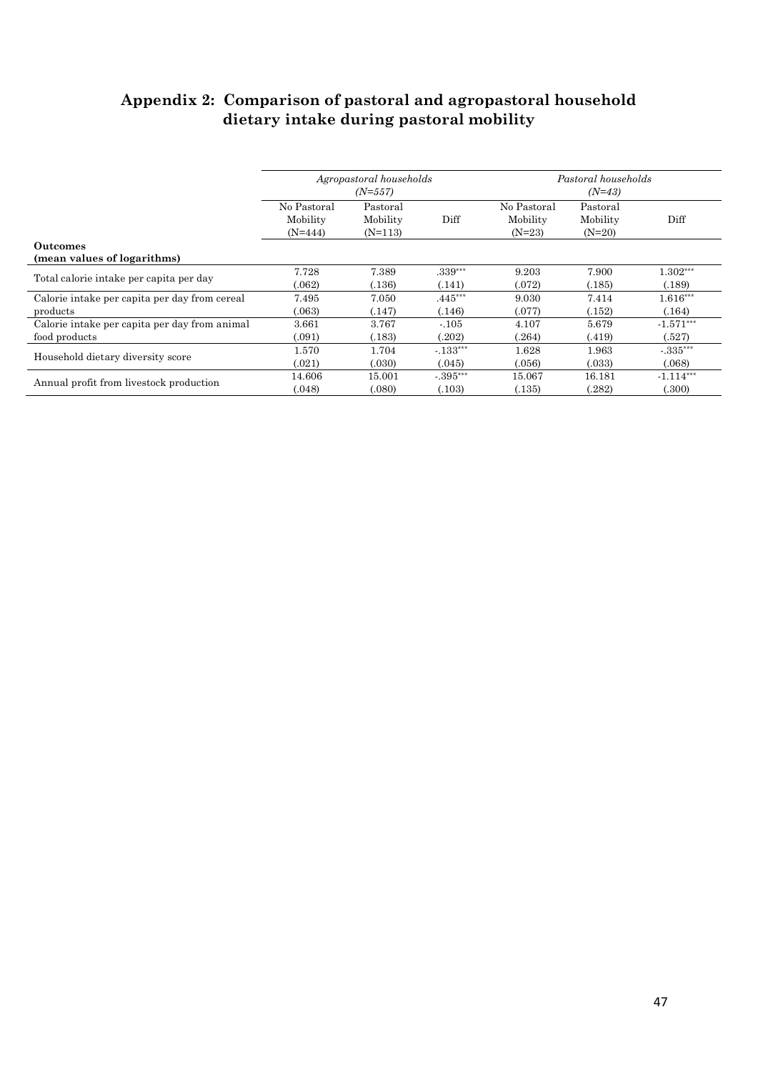## Appendix 2: Comparison of pastoral and agropastoral household dietary intake during pastoral mobility

| | *Agropastoral households (N=557)* | | | *Pastoral households (N=43)* | | |
|---|---|---|---|---|---|---|
| | No Pastoral Mobility (N=444) | Pastoral Mobility (N=113) | Diff | No Pastoral Mobility (N=23) | Pastoral Mobility (N=20) | Diff |
| **Outcomes (mean values of logarithms)** | | | | | | |
| Total calorie intake per capita per day | 7.728 | 7.389 | .339*** | 9.203 | 7.900 | 1.302*** |
| | (.062) | (.136) | (.141) | (.072) | (.185) | (.189) |
| Calorie intake per capita per day from cereal products | 7.495 | 7.050 | .445*** | 9.030 | 7.414 | 1.616*** |
| | (.063) | (.147) | (.146) | (.077) | (.152) | (.164) |
| Calorie intake per capita per day from animal food products | 3.661 | 3.767 | -.105 | 4.107 | 5.679 | -1.571*** |
| | (.091) | (.183) | (.202) | (.264) | (.419) | (.527) |
| Household dietary diversity score | 1.570 | 1.704 | -.133*** | 1.628 | 1.963 | -.335*** |
| | (.021) | (.030) | (.045) | (.056) | (.033) | (.068) |
| Annual profit from livestock production | 14.606 | 15.001 | -.395*** | 15.067 | 16.181 | -1.114*** |
| | (.048) | (.080) | (.103) | (.135) | (.282) | (.300) |